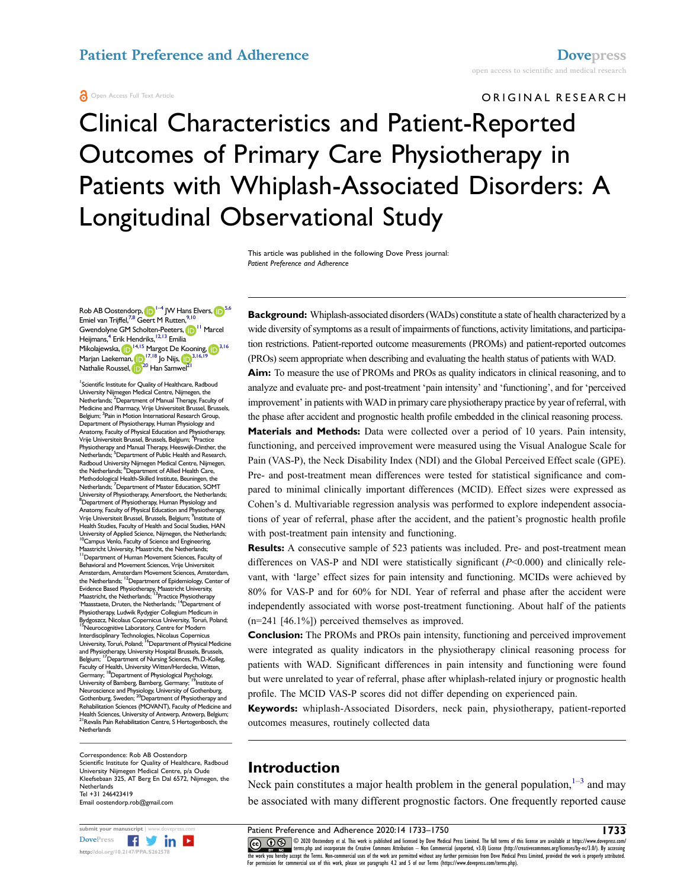ORIGINAL RESEARCH

# Clinical Characteristics and Patient-Reported Outcomes of Primary Care Physiotherapy in Patients with Whiplash-Associated Disorders: A Longitudinal Observational Study

This article was published in the following Dove Press journal:
*Patient Preference and Adherence*

Rob AB Oostendorp,[1–4] JW Hans Elvers,[5,6] Emiel van Trijffel,[7,8] Geert M Rutten,[9,10] Gwendolyne GM Scholten-Peeters,[11] Marcel Heijmans,[4] Erik Hendriks,[12,13] Emilia Mikolajewska,[14,15] Margot De Kooning,[3,16] Marjan Laekeman,[17,18] Jo Nijs,[3,16,19] Nathalie Roussel,[20] Han Samwel[21]

[1]Scientific Institute for Quality of Healthcare, Radboud University Nijmegen Medical Centre, Nijmegen, the Netherlands; [2]Department of Manual Therapy, Faculty of Medicine and Pharmacy, Vrije Universiteit Brussel, Brussels, Belgium; [3]Pain in Motion International Research Group, Department of Physiotherapy, Human Physiology and Anatomy, Faculty of Physical Education and Physiotherapy, Vrije Universiteit Brussel, Brussels, Belgium; [4]Practice Physiotherapy and Manual Therapy, Heeswijk-Dinther, the Netherlands; [5]Department of Public Health and Research, Radboud University Nijmegen Medical Centre, Nijmegen, the Netherlands; [6]Department of Allied Health Care, Methodological Health-Skilled Institute, Beuningen, the Netherlands; [7]Department of Master Education, SOMT University of Physiotherapy, Amersfoort, the Netherlands; [8]Department of Physiotherapy, Human Physiology and Anatomy, Faculty of Physical Education and Physiotherapy, Vrije Universiteit Brussel, Brussels, Belgium; [9]Institute of Health Studies, Faculty of Health and Social Studies, HAN University of Applied Science, Nijmegen, the Netherlands; [10]Campus Venlo, Faculty of Science and Engineering, Maastricht University, Maastricht, the Netherlands; [11]Department of Human Movement Sciences, Faculty of Behavioral and Movement Sciences, Vrije Universiteit Amsterdam, Amsterdam Movement Sciences, Amsterdam, the Netherlands; [12]Department of Epidemiology, Center of Evidence Based Physiotherapy, Maastricht University, Maastricht, the Netherlands; [13]Practice Physiotherapy 'Maasstaete, Druten, the Netherlands; [14]Department of Physiotherapy, Ludwik Rydygier Collegium Medicum in Bydgoszcz, Nicolaus Copernicus University, Toruń, Poland; [15]Neurocognitive Laboratory, Centre for Modern Interdisciplinary Technologies, Nicolaus Copernicus University, Toruń, Poland; [16]Department of Physical Medicine and Physiotherapy, University Hospital Brussels, Brussels, Belgium; [17]Department of Nursing Sciences, Ph.D-Kolleg, Faculty of Health, University Witten/Herdecke, Witten, Germany; [18]Department of Physiological Psychology, University of Bamberg, Bamberg, Germany; [19]Institute of Neuroscience and Physiology, University of Gothenburg, Gothenburg, Sweden; [20]Department of Physiotherapy and Rehabilitation Sciences (MOVANT), Faculty of Medicine and Health Sciences, University of Antwerp, Antwerp, Belgium; [21]Revalis Pain Rehabilitation Centre, S Hertogenbosch, the Netherlands

Correspondence: Rob AB Oostendorp
Scientific Institute for Quality of Healthcare, Radboud University Nijmegen Medical Centre, p/a Oude Kleefsebaan 325, AT Berg En Dal 6572, Nijmegen, the Netherlands
Tel +31 246423419
Email oostendorp.rob@gmail.com

**Background:** Whiplash-associated disorders (WADs) constitute a state of health characterized by a wide diversity of symptoms as a result of impairments of functions, activity limitations, and participation restrictions. Patient-reported outcome measurements (PROMs) and patient-reported outcomes (PROs) seem appropriate when describing and evaluating the health status of patients with WAD.

**Aim:** To measure the use of PROMs and PROs as quality indicators in clinical reasoning, and to analyze and evaluate pre- and post-treatment 'pain intensity' and 'functioning', and for 'perceived improvement' in patients with WAD in primary care physiotherapy practice by year of referral, with the phase after accident and prognostic health profile embedded in the clinical reasoning process.

**Materials and Methods:** Data were collected over a period of 10 years. Pain intensity, functioning, and perceived improvement were measured using the Visual Analogue Scale for Pain (VAS-P), the Neck Disability Index (NDI) and the Global Perceived Effect scale (GPE). Pre- and post-treatment mean differences were tested for statistical significance and compared to minimal clinically important differences (MCID). Effect sizes were expressed as Cohen's d. Multivariable regression analysis was performed to explore independent associations of year of referral, phase after the accident, and the patient's prognostic health profile with post-treatment pain intensity and functioning.

**Results:** A consecutive sample of 523 patients was included. Pre- and post-treatment mean differences on VAS-P and NDI were statistically significant ($P<0.000$) and clinically relevant, with 'large' effect sizes for pain intensity and functioning. MCIDs were achieved by 80% for VAS-P and for 60% for NDI. Year of referral and phase after the accident were independently associated with worse post-treatment functioning. About half of the patients (n=241 [46.1%]) perceived themselves as improved.

**Conclusion:** The PROMs and PROs pain intensity, functioning and perceived improvement were integrated as quality indicators in the physiotherapy clinical reasoning process for patients with WAD. Significant differences in pain intensity and functioning were found but were unrelated to year of referral, phase after whiplash-related injury or prognostic health profile. The MCID VAS-P scores did not differ depending on experienced pain.

**Keywords:** whiplash-Associated Disorders, neck pain, physiotherapy, patient-reported outcomes measures, routinely collected data

## Introduction

Neck pain constitutes a major health problem in the general population,[1–3] and may be associated with many different prognostic factors. One frequently reported cause

© 2020 Oostendorp et al. This work is published and licensed by Dove Medical Press Limited. The full terms of this license are available at https://www.dovepress.com/terms.php and incorporate the Creative Commons Attribution – Non Commercial (unported, v3.0) License (http://creativecommons.org/licenses/by-nc/3.0/). By accessing the work you hereby accept the Terms. Non-commercial uses of the work are permitted without any further permission from Dove Medical Press Limited, provided the work is properly attributed. For permission for commercial use of this work, please see paragraphs 4.2 and 5 of our Terms (https://www.dovepress.com/terms.php).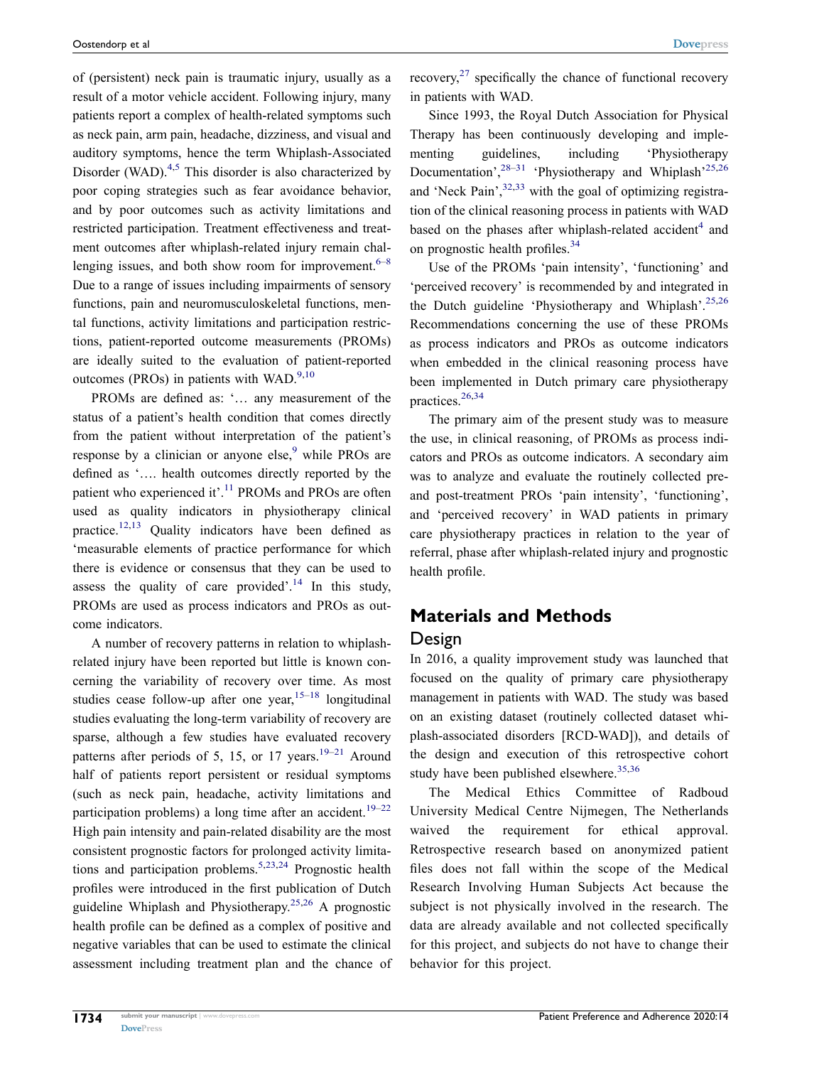of (persistent) neck pain is traumatic injury, usually as a result of a motor vehicle accident. Following injury, many patients report a complex of health-related symptoms such as neck pain, arm pain, headache, dizziness, and visual and auditory symptoms, hence the term Whiplash-Associated Disorder (WAD).[4,5] This disorder is also characterized by poor coping strategies such as fear avoidance behavior, and by poor outcomes such as activity limitations and restricted participation. Treatment effectiveness and treatment outcomes after whiplash-related injury remain challenging issues, and both show room for improvement.[6–8] Due to a range of issues including impairments of sensory functions, pain and neuromusculoskeletal functions, mental functions, activity limitations and participation restrictions, patient-reported outcome measurements (PROMs) are ideally suited to the evaluation of patient-reported outcomes (PROs) in patients with WAD.[9,10]

PROMs are defined as: '… any measurement of the status of a patient's health condition that comes directly from the patient without interpretation of the patient's response by a clinician or anyone else,[9] while PROs are defined as '…. health outcomes directly reported by the patient who experienced it'.[11] PROMs and PROs are often used as quality indicators in physiotherapy clinical practice.[12,13] Quality indicators have been defined as 'measurable elements of practice performance for which there is evidence or consensus that they can be used to assess the quality of care provided'.[14] In this study, PROMs are used as process indicators and PROs as outcome indicators.

A number of recovery patterns in relation to whiplash-related injury have been reported but little is known concerning the variability of recovery over time. As most studies cease follow-up after one year,[15–18] longitudinal studies evaluating the long-term variability of recovery are sparse, although a few studies have evaluated recovery patterns after periods of 5, 15, or 17 years.[19–21] Around half of patients report persistent or residual symptoms (such as neck pain, headache, activity limitations and participation problems) a long time after an accident.[19–22] High pain intensity and pain-related disability are the most consistent prognostic factors for prolonged activity limitations and participation problems.[5,23,24] Prognostic health profiles were introduced in the first publication of Dutch guideline Whiplash and Physiotherapy.[25,26] A prognostic health profile can be defined as a complex of positive and negative variables that can be used to estimate the clinical assessment including treatment plan and the chance of recovery,[27] specifically the chance of functional recovery in patients with WAD.

Since 1993, the Royal Dutch Association for Physical Therapy has been continuously developing and implementing guidelines, including 'Physiotherapy Documentation',[28–31] 'Physiotherapy and Whiplash'[25,26] and 'Neck Pain',[32,33] with the goal of optimizing registration of the clinical reasoning process in patients with WAD based on the phases after whiplash-related accident[4] and on prognostic health profiles.[34]

Use of the PROMs 'pain intensity', 'functioning' and 'perceived recovery' is recommended by and integrated in the Dutch guideline 'Physiotherapy and Whiplash'.[25,26] Recommendations concerning the use of these PROMs as process indicators and PROs as outcome indicators when embedded in the clinical reasoning process have been implemented in Dutch primary care physiotherapy practices.[26,34]

The primary aim of the present study was to measure the use, in clinical reasoning, of PROMs as process indicators and PROs as outcome indicators. A secondary aim was to analyze and evaluate the routinely collected pre- and post-treatment PROs 'pain intensity', 'functioning', and 'perceived recovery' in WAD patients in primary care physiotherapy practices in relation to the year of referral, phase after whiplash-related injury and prognostic health profile.

## Materials and Methods

### Design

In 2016, a quality improvement study was launched that focused on the quality of primary care physiotherapy management in patients with WAD. The study was based on an existing dataset (routinely collected dataset whiplash-associated disorders [RCD-WAD]), and details of the design and execution of this retrospective cohort study have been published elsewhere.[35,36]

The Medical Ethics Committee of Radboud University Medical Centre Nijmegen, The Netherlands waived the requirement for ethical approval. Retrospective research based on anonymized patient files does not fall within the scope of the Medical Research Involving Human Subjects Act because the subject is not physically involved in the research. The data are already available and not collected specifically for this project, and subjects do not have to change their behavior for this project.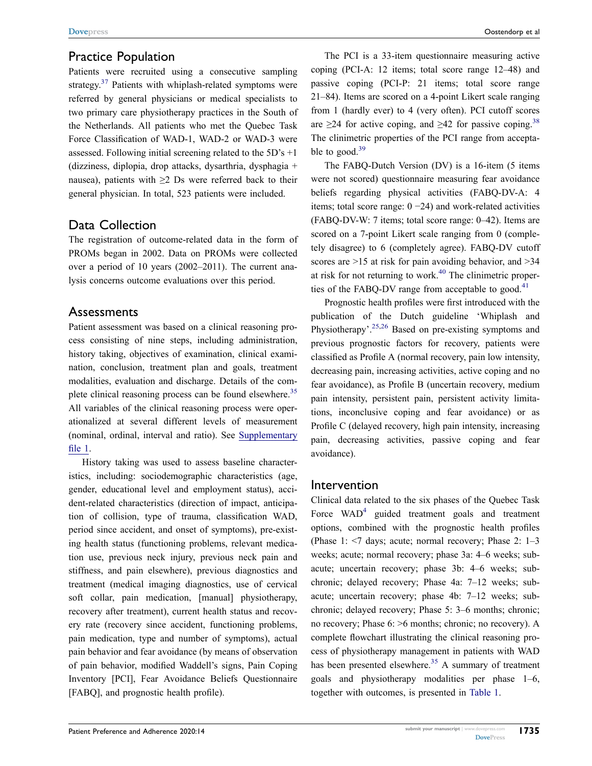## Practice Population

Patients were recruited using a consecutive sampling strategy.[37] Patients with whiplash-related symptoms were referred by general physicians or medical specialists to two primary care physiotherapy practices in the South of the Netherlands. All patients who met the Quebec Task Force Classification of WAD-1, WAD-2 or WAD-3 were assessed. Following initial screening related to the 5D's +1 (dizziness, diplopia, drop attacks, dysarthria, dysphagia + nausea), patients with ≥2 Ds were referred back to their general physician. In total, 523 patients were included.

## Data Collection

The registration of outcome-related data in the form of PROMs began in 2002. Data on PROMs were collected over a period of 10 years (2002–2011). The current analysis concerns outcome evaluations over this period.

## Assessments

Patient assessment was based on a clinical reasoning process consisting of nine steps, including administration, history taking, objectives of examination, clinical examination, conclusion, treatment plan and goals, treatment modalities, evaluation and discharge. Details of the complete clinical reasoning process can be found elsewhere.[35] All variables of the clinical reasoning process were operationalized at several different levels of measurement (nominal, ordinal, interval and ratio). See Supplementary file 1.

History taking was used to assess baseline characteristics, including: sociodemographic characteristics (age, gender, educational level and employment status), accident-related characteristics (direction of impact, anticipation of collision, type of trauma, classification WAD, period since accident, and onset of symptoms), pre-existing health status (functioning problems, relevant medication use, previous neck injury, previous neck pain and stiffness, and pain elsewhere), previous diagnostics and treatment (medical imaging diagnostics, use of cervical soft collar, pain medication, [manual] physiotherapy, recovery after treatment), current health status and recovery rate (recovery since accident, functioning problems, pain medication, type and number of symptoms), actual pain behavior and fear avoidance (by means of observation of pain behavior, modified Waddell's signs, Pain Coping Inventory [PCI], Fear Avoidance Beliefs Questionnaire [FABQ], and prognostic health profile).

The PCI is a 33-item questionnaire measuring active coping (PCI-A: 12 items; total score range 12–48) and passive coping (PCI-P: 21 items; total score range 21–84). Items are scored on a 4-point Likert scale ranging from 1 (hardly ever) to 4 (very often). PCI cutoff scores are ≥24 for active coping, and ≥42 for passive coping.[38] The clinimetric properties of the PCI range from acceptable to good.[39]

The FABQ-Dutch Version (DV) is a 16-item (5 items were not scored) questionnaire measuring fear avoidance beliefs regarding physical activities (FABQ-DV-A: 4 items; total score range: 0 −24) and work-related activities (FABQ-DV-W: 7 items; total score range: 0–42). Items are scored on a 7-point Likert scale ranging from 0 (completely disagree) to 6 (completely agree). FABQ-DV cutoff scores are >15 at risk for pain avoiding behavior, and >34 at risk for not returning to work.[40] The clinimetric properties of the FABQ-DV range from acceptable to good.[41]

Prognostic health profiles were first introduced with the publication of the Dutch guideline 'Whiplash and Physiotherapy'.[25,26] Based on pre-existing symptoms and previous prognostic factors for recovery, patients were classified as Profile A (normal recovery, pain low intensity, decreasing pain, increasing activities, active coping and no fear avoidance), as Profile B (uncertain recovery, medium pain intensity, persistent pain, persistent activity limitations, inconclusive coping and fear avoidance) or as Profile C (delayed recovery, high pain intensity, increasing pain, decreasing activities, passive coping and fear avoidance).

## Intervention

Clinical data related to the six phases of the Quebec Task Force WAD[4] guided treatment goals and treatment options, combined with the prognostic health profiles (Phase 1: <7 days; acute; normal recovery; Phase 2: 1–3 weeks; acute; normal recovery; phase 3a: 4–6 weeks; subacute; uncertain recovery; phase 3b: 4–6 weeks; subchronic; delayed recovery; Phase 4a: 7–12 weeks; subacute; uncertain recovery; phase 4b: 7–12 weeks; subchronic; delayed recovery; Phase 5: 3–6 months; chronic; no recovery; Phase 6: >6 months; chronic; no recovery). A complete flowchart illustrating the clinical reasoning process of physiotherapy management in patients with WAD has been presented elsewhere.[35] A summary of treatment goals and physiotherapy modalities per phase 1–6, together with outcomes, is presented in Table 1.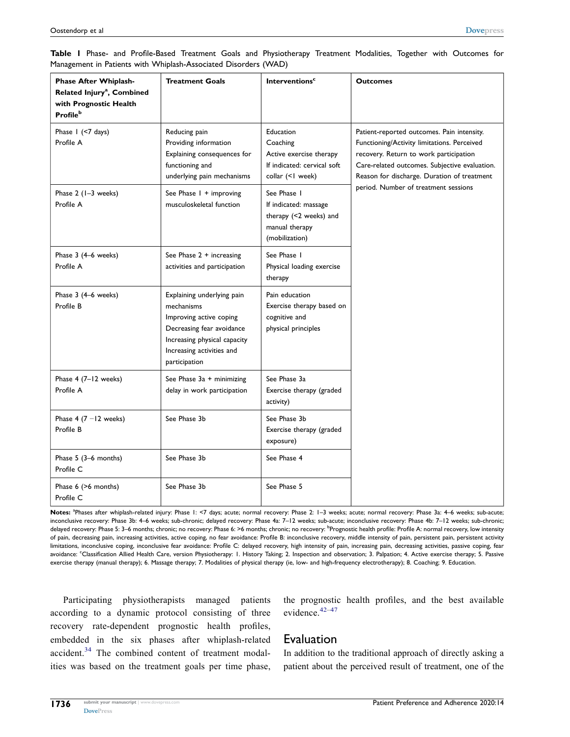**Table 1** Phase- and Profile-Based Treatment Goals and Physiotherapy Treatment Modalities, Together with Outcomes for Management in Patients with Whiplash-Associated Disorders (WAD)

| Phase After Whiplash-Related Injury[a], Combined with Prognostic Health Profile[b] | Treatment Goals | Interventions[c] | Outcomes |
|---|---|---|---|
| Phase 1 (<7 days)<br>Profile A | Reducing pain<br>Providing information<br>Explaining consequences for functioning and underlying pain mechanisms | Education<br>Coaching<br>Active exercise therapy<br>If indicated: cervical soft collar (<1 week) | Patient-reported outcomes. Pain intensity. Functioning/Activity limitations. Perceived recovery. Return to work participation<br>Care-related outcomes. Subjective evaluation. Reason for discharge. Duration of treatment period. Number of treatment sessions |
| Phase 2 (1–3 weeks)<br>Profile A | See Phase 1 + improving musculoskeletal function | See Phase 1<br>If indicated: massage therapy (<2 weeks) and manual therapy (mobilization) | |
| Phase 3 (4–6 weeks)<br>Profile A | See Phase 2 + increasing activities and participation | See Phase 1<br>Physical loading exercise therapy | |
| Phase 3 (4–6 weeks)<br>Profile B | Explaining underlying pain mechanisms<br>Improving active coping<br>Decreasing fear avoidance<br>Increasing physical capacity<br>Increasing activities and participation | Pain education<br>Exercise therapy based on cognitive and physical principles | |
| Phase 4 (7–12 weeks)<br>Profile A | See Phase 3a + minimizing delay in work participation | See Phase 3a<br>Exercise therapy (graded activity) | |
| Phase 4 (7 –12 weeks)<br>Profile B | See Phase 3b | See Phase 3b<br>Exercise therapy (graded exposure) | |
| Phase 5 (3–6 months)<br>Profile C | See Phase 3b | See Phase 4 | |
| Phase 6 (>6 months)<br>Profile C | See Phase 3b | See Phase 5 | |

**Notes:** [a]Phases after whiplash-related injury: Phase 1: <7 days; acute; normal recovery: Phase 2: 1–3 weeks; acute; normal recovery: Phase 3a: 4–6 weeks; sub-acute; inconclusive recovery: Phase 3b: 4–6 weeks; sub-chronic; delayed recovery: Phase 4a: 7–12 weeks; sub-acute; inconclusive recovery: Phase 4b: 7–12 weeks; sub-chronic; delayed recovery: Phase 5: 3–6 months; chronic; no recovery: Phase 6: >6 months; chronic; no recovery: [b]Prognostic health profile: Profile A: normal recovery, low intensity of pain, decreasing pain, increasing activities, active coping, no fear avoidance: Profile B: inconclusive recovery, middle intensity of pain, persistent pain, persistent activity limitations, inconclusive coping, inconclusive fear avoidance: Profile C: delayed recovery, high intensity of pain, increasing pain, decreasing activities, passive coping, fear avoidance: [c]Classification Allied Health Care, version Physiotherapy: 1. History Taking; 2. Inspection and observation; 3. Palpation; 4. Active exercise therapy; 5. Passive exercise therapy (manual therapy); 6. Massage therapy; 7. Modalities of physical therapy (ie, low- and high-frequency electrotherapy); 8. Coaching; 9. Education.

Participating physiotherapists managed patients according to a dynamic protocol consisting of three recovery rate-dependent prognostic health profiles, embedded in the six phases after whiplash-related accident.[34] The combined content of treatment modalities was based on the treatment goals per time phase, the prognostic health profiles, and the best available evidence.[42–47]

## Evaluation

In addition to the traditional approach of directly asking a patient about the perceived result of treatment, one of the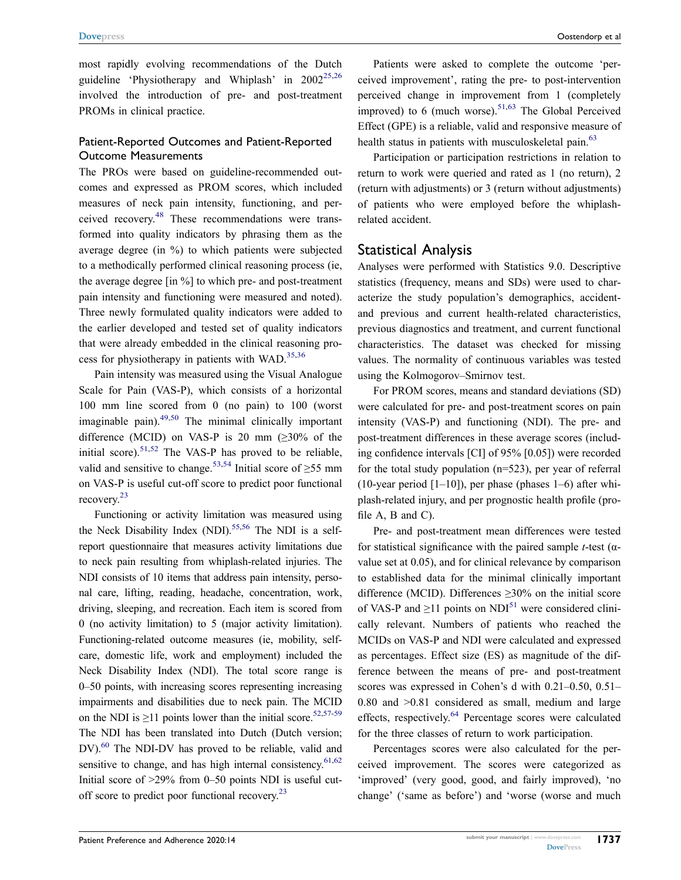most rapidly evolving recommendations of the Dutch guideline 'Physiotherapy and Whiplash' in 2002[25,26] involved the introduction of pre- and post-treatment PROMs in clinical practice.

## Patient-Reported Outcomes and Patient-Reported Outcome Measurements

The PROs were based on guideline-recommended outcomes and expressed as PROM scores, which included measures of neck pain intensity, functioning, and perceived recovery.[48] These recommendations were transformed into quality indicators by phrasing them as the average degree (in %) to which patients were subjected to a methodically performed clinical reasoning process (ie, the average degree [in %] to which pre- and post-treatment pain intensity and functioning were measured and noted). Three newly formulated quality indicators were added to the earlier developed and tested set of quality indicators that were already embedded in the clinical reasoning process for physiotherapy in patients with WAD.[35,36]

Pain intensity was measured using the Visual Analogue Scale for Pain (VAS-P), which consists of a horizontal 100 mm line scored from 0 (no pain) to 100 (worst imaginable pain).[49,50] The minimal clinically important difference (MCID) on VAS-P is 20 mm (≥30% of the initial score).[51,52] The VAS-P has proved to be reliable, valid and sensitive to change.[53,54] Initial score of ≥55 mm on VAS-P is useful cut-off score to predict poor functional recovery.[23]

Functioning or activity limitation was measured using the Neck Disability Index (NDI).[55,56] The NDI is a self-report questionnaire that measures activity limitations due to neck pain resulting from whiplash-related injuries. The NDI consists of 10 items that address pain intensity, personal care, lifting, reading, headache, concentration, work, driving, sleeping, and recreation. Each item is scored from 0 (no activity limitation) to 5 (major activity limitation). Functioning-related outcome measures (ie, mobility, self-care, domestic life, work and employment) included the Neck Disability Index (NDI). The total score range is 0–50 points, with increasing scores representing increasing impairments and disabilities due to neck pain. The MCID on the NDI is ≥11 points lower than the initial score.[52,57-59] The NDI has been translated into Dutch (Dutch version; DV).[60] The NDI-DV has proved to be reliable, valid and sensitive to change, and has high internal consistency.[61,62] Initial score of >29% from 0–50 points NDI is useful cut-off score to predict poor functional recovery.[23]

Patients were asked to complete the outcome 'perceived improvement', rating the pre- to post-intervention perceived change in improvement from 1 (completely improved) to 6 (much worse).[51,63] The Global Perceived Effect (GPE) is a reliable, valid and responsive measure of health status in patients with musculoskeletal pain.[63]

Participation or participation restrictions in relation to return to work were queried and rated as 1 (no return), 2 (return with adjustments) or 3 (return without adjustments) of patients who were employed before the whiplash-related accident.

## Statistical Analysis

Analyses were performed with Statistics 9.0. Descriptive statistics (frequency, means and SDs) were used to characterize the study population's demographics, accident- and previous and current health-related characteristics, previous diagnostics and treatment, and current functional characteristics. The dataset was checked for missing values. The normality of continuous variables was tested using the Kolmogorov–Smirnov test.

For PROM scores, means and standard deviations (SD) were calculated for pre- and post-treatment scores on pain intensity (VAS-P) and functioning (NDI). The pre- and post-treatment differences in these average scores (including confidence intervals [CI] of 95% [0.05]) were recorded for the total study population (n=523), per year of referral (10-year period [1–10]), per phase (phases 1–6) after whiplash-related injury, and per prognostic health profile (profile A, B and C).

Pre- and post-treatment mean differences were tested for statistical significance with the paired sample *t*-test (α-value set at 0.05), and for clinical relevance by comparison to established data for the minimal clinically important difference (MCID). Differences ≥30% on the initial score of VAS-P and ≥11 points on NDI[51] were considered clinically relevant. Numbers of patients who reached the MCIDs on VAS-P and NDI were calculated and expressed as percentages. Effect size (ES) as magnitude of the difference between the means of pre- and post-treatment scores was expressed in Cohen's d with 0.21–0.50, 0.51–0.80 and >0.81 considered as small, medium and large effects, respectively.[64] Percentage scores were calculated for the three classes of return to work participation.

Percentages scores were also calculated for the perceived improvement. The scores were categorized as 'improved' (very good, good, and fairly improved), 'no change' ('same as before') and 'worse (worse and much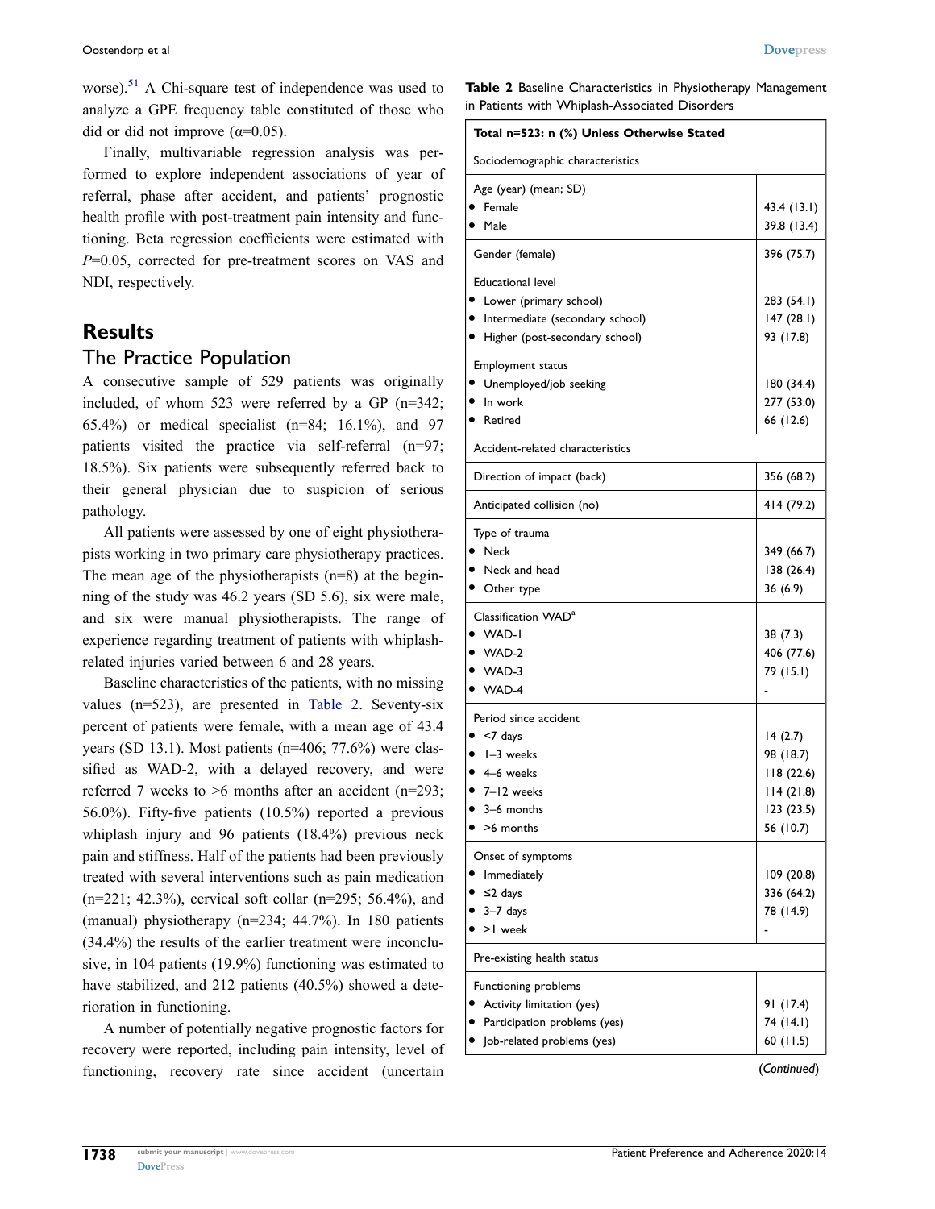worse).[51] A Chi-square test of independence was used to analyze a GPE frequency table constituted of those who did or did not improve ($\alpha$=0.05).

Finally, multivariable regression analysis was performed to explore independent associations of year of referral, phase after accident, and patients' prognostic health profile with post-treatment pain intensity and functioning. Beta regression coefficients were estimated with $P$=0.05, corrected for pre-treatment scores on VAS and NDI, respectively.

## Results

### The Practice Population

A consecutive sample of 529 patients was originally included, of whom 523 were referred by a GP (n=342; 65.4%) or medical specialist (n=84; 16.1%), and 97 patients visited the practice via self-referral (n=97; 18.5%). Six patients were subsequently referred back to their general physician due to suspicion of serious pathology.

All patients were assessed by one of eight physiotherapists working in two primary care physiotherapy practices. The mean age of the physiotherapists (n=8) at the beginning of the study was 46.2 years (SD 5.6), six were male, and six were manual physiotherapists. The range of experience regarding treatment of patients with whiplash-related injuries varied between 6 and 28 years.

Baseline characteristics of the patients, with no missing values (n=523), are presented in Table 2. Seventy-six percent of patients were female, with a mean age of 43.4 years (SD 13.1). Most patients (n=406; 77.6%) were classified as WAD-2, with a delayed recovery, and were referred 7 weeks to >6 months after an accident (n=293; 56.0%). Fifty-five patients (10.5%) reported a previous whiplash injury and 96 patients (18.4%) previous neck pain and stiffness. Half of the patients had been previously treated with several interventions such as pain medication (n=221; 42.3%), cervical soft collar (n=295; 56.4%), and (manual) physiotherapy (n=234; 44.7%). In 180 patients (34.4%) the results of the earlier treatment were inconclusive, in 104 patients (19.9%) functioning was estimated to have stabilized, and 212 patients (40.5%) showed a deterioration in functioning.

A number of potentially negative prognostic factors for recovery were reported, including pain intensity, level of functioning, recovery rate since accident (uncertain

**Table 2** Baseline Characteristics in Physiotherapy Management in Patients with Whiplash-Associated Disorders

| **Total n=523: n (%) Unless Otherwise Stated** | |
|---|---|
| Sociodemographic characteristics | |
| Age (year) (mean; SD) | |
| • Female | 43.4 (13.1) |
| • Male | 39.8 (13.4) |
| Gender (female) | 396 (75.7) |
| Educational level | |
| • Lower (primary school) | 283 (54.1) |
| • Intermediate (secondary school) | 147 (28.1) |
| • Higher (post-secondary school) | 93 (17.8) |
| Employment status | |
| • Unemployed/job seeking | 180 (34.4) |
| • In work | 277 (53.0) |
| • Retired | 66 (12.6) |
| Accident-related characteristics | |
| Direction of impact (back) | 356 (68.2) |
| Anticipated collision (no) | 414 (79.2) |
| Type of trauma | |
| • Neck | 349 (66.7) |
| • Neck and head | 138 (26.4) |
| • Other type | 36 (6.9) |
| Classification WAD[a] | |
| • WAD-1 | 38 (7.3) |
| • WAD-2 | 406 (77.6) |
| • WAD-3 | 79 (15.1) |
| • WAD-4 | - |
| Period since accident | |
| • <7 days | 14 (2.7) |
| • 1–3 weeks | 98 (18.7) |
| • 4–6 weeks | 118 (22.6) |
| • 7–12 weeks | 114 (21.8) |
| • 3–6 months | 123 (23.5) |
| • >6 months | 56 (10.7) |
| Onset of symptoms | |
| • Immediately | 109 (20.8) |
| • ≤2 days | 336 (64.2) |
| • 3–7 days | 78 (14.9) |
| • >1 week | - |
| Pre-existing health status | |
| Functioning problems | |
| • Activity limitation (yes) | 91 (17.4) |
| • Participation problems (yes) | 74 (14.1) |
| • Job-related problems (yes) | 60 (11.5) |

(*Continued*)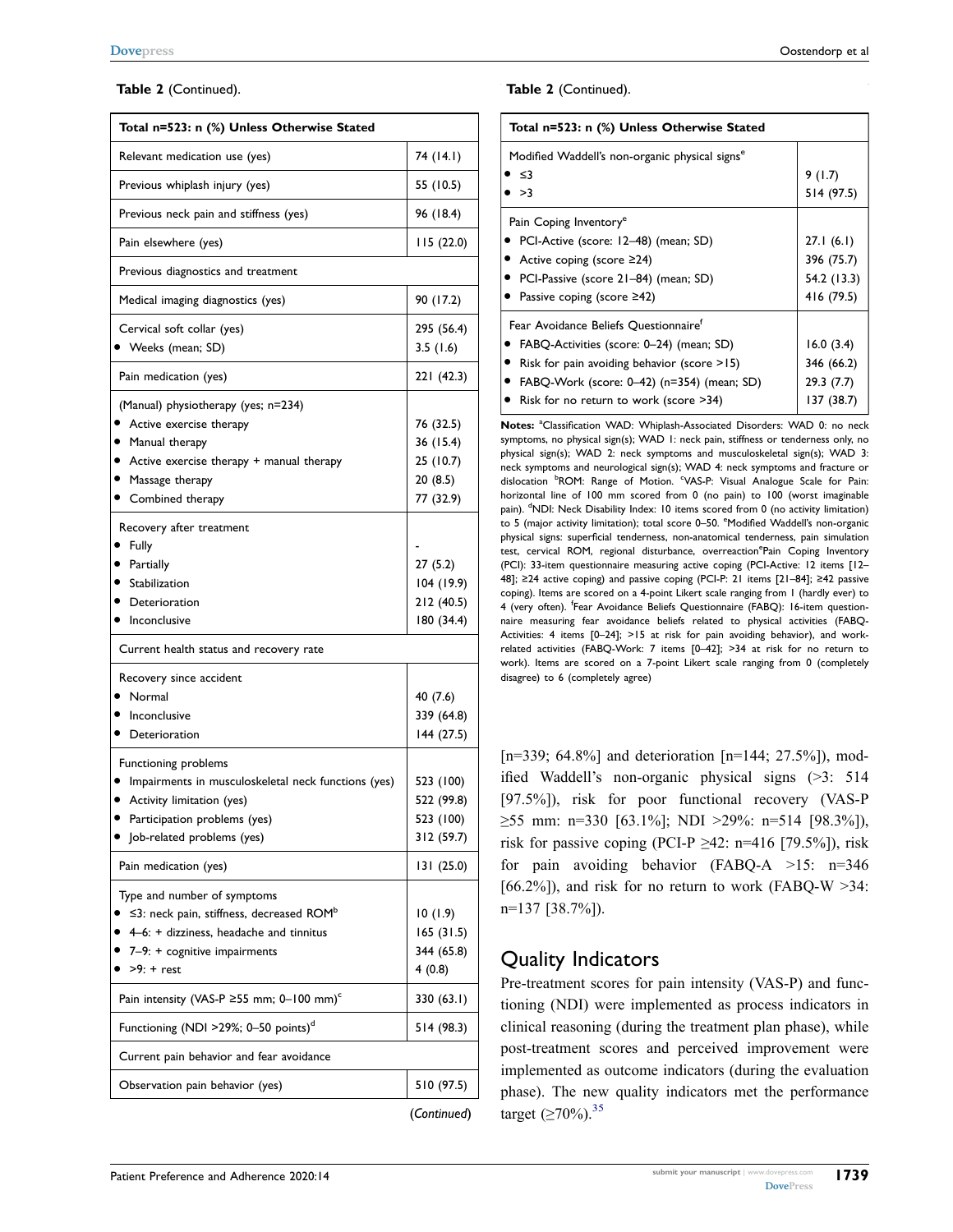**Table 2** (Continued).

| Total n=523: n (%) Unless Otherwise Stated | |
|---|---|
| Relevant medication use (yes) | 74 (14.1) |
| Previous whiplash injury (yes) | 55 (10.5) |
| Previous neck pain and stiffness (yes) | 96 (18.4) |
| Pain elsewhere (yes) | 115 (22.0) |
| Previous diagnostics and treatment | |
| Medical imaging diagnostics (yes) | 90 (17.2) |
| Cervical soft collar (yes) | 295 (56.4) |
| • Weeks (mean; SD) | 3.5 (1.6) |
| Pain medication (yes) | 221 (42.3) |
| (Manual) physiotherapy (yes; n=234) | |
| • Active exercise therapy | 76 (32.5) |
| • Manual therapy | 36 (15.4) |
| • Active exercise therapy + manual therapy | 25 (10.7) |
| • Massage therapy | 20 (8.5) |
| • Combined therapy | 77 (32.9) |
| Recovery after treatment | |
| • Fully | - |
| • Partially | 27 (5.2) |
| • Stabilization | 104 (19.9) |
| • Deterioration | 212 (40.5) |
| • Inconclusive | 180 (34.4) |
| Current health status and recovery rate | |
| Recovery since accident | |
| • Normal | 40 (7.6) |
| • Inconclusive | 339 (64.8) |
| • Deterioration | 144 (27.5) |
| Functioning problems | |
| • Impairments in musculoskeletal neck functions (yes) | 523 (100) |
| • Activity limitation (yes) | 522 (99.8) |
| • Participation problems (yes) | 523 (100) |
| • Job-related problems (yes) | 312 (59.7) |
| Pain medication (yes) | 131 (25.0) |
| Type and number of symptoms | |
| • ≤3: neck pain, stiffness, decreased ROM[b] | 10 (1.9) |
| • 4–6: + dizziness, headache and tinnitus | 165 (31.5) |
| • 7–9: + cognitive impairments | 344 (65.8) |
| • >9: + rest | 4 (0.8) |
| Pain intensity (VAS-P ≥55 mm; 0–100 mm)[c] | 330 (63.1) |
| Functioning (NDI >29%; 0–50 points)[d] | 514 (98.3) |
| Current pain behavior and fear avoidance | |
| Observation pain behavior (yes) | 510 (97.5) |
| Modified Waddell's non-organic physical signs[e] | |
| • ≤3 | 9 (1.7) |
| • >3 | 514 (97.5) |
| Pain Coping Inventory[e] | |
| • PCI-Active (score: 12–48) (mean; SD) | 27.1 (6.1) |
| • Active coping (score ≥24) | 396 (75.7) |
| • PCI-Passive (score 21–84) (mean; SD) | 54.2 (13.3) |
| • Passive coping (score ≥42) | 416 (79.5) |
| Fear Avoidance Beliefs Questionnaire[f] | |
| • FABQ-Activities (score: 0–24) (mean; SD) | 16.0 (3.4) |
| • Risk for pain avoiding behavior (score >15) | 346 (66.2) |
| • FABQ-Work (score: 0–42) (n=354) (mean; SD) | 29.3 (7.7) |
| • Risk for no return to work (score >34) | 137 (38.7) |

**Notes:** [a]Classification WAD: Whiplash-Associated Disorders: WAD 0: no neck symptoms, no physical sign(s); WAD 1: neck pain, stiffness or tenderness only, no physical sign(s); WAD 2: neck symptoms and musculoskeletal sign(s); WAD 3: neck symptoms and neurological sign(s); WAD 4: neck symptoms and fracture or dislocation [b]ROM: Range of Motion. [c]VAS-P: Visual Analogue Scale for Pain: horizontal line of 100 mm scored from 0 (no pain) to 100 (worst imaginable pain). [d]NDI: Neck Disability Index: 10 items scored from 0 (no activity limitation) to 5 (major activity limitation); total score 0–50. [e]Modified Waddell's non-organic physical signs: superficial tenderness, non-anatomical tenderness, pain simulation test, cervical ROM, regional disturbance, overreaction[e]Pain Coping Inventory (PCI): 33-item questionnaire measuring active coping (PCI-Active: 12 items [12–48]; ≥24 active coping) and passive coping (PCI-P: 21 items [21–84]; ≥42 passive coping). Items are scored on a 4-point Likert scale ranging from 1 (hardly ever) to 4 (very often). [f]Fear Avoidance Beliefs Questionnaire (FABQ): 16-item questionnaire measuring fear avoidance beliefs related to physical activities (FABQ-Activities: 4 items [0–24]; >15 at risk for pain avoiding behavior), and work-related activities (FABQ-Work: 7 items [0–42]; >34 at risk for no return to work). Items are scored on a 7-point Likert scale ranging from 0 (completely disagree) to 6 (completely agree)

[n=339; 64.8%] and deterioration [n=144; 27.5%]), modified Waddell's non-organic physical signs (>3: 514 [97.5%]), risk for poor functional recovery (VAS-P ≥55 mm: n=330 [63.1%]; NDI >29%: n=514 [98.3%]), risk for passive coping (PCI-P ≥42: n=416 [79.5%]), risk for pain avoiding behavior (FABQ-A >15: n=346 [66.2%]), and risk for no return to work (FABQ-W >34: n=137 [38.7%]).

## Quality Indicators

Pre-treatment scores for pain intensity (VAS-P) and functioning (NDI) were implemented as process indicators in clinical reasoning (during the treatment plan phase), while post-treatment scores and perceived improvement were implemented as outcome indicators (during the evaluation phase). The new quality indicators met the performance target (≥70%).[35]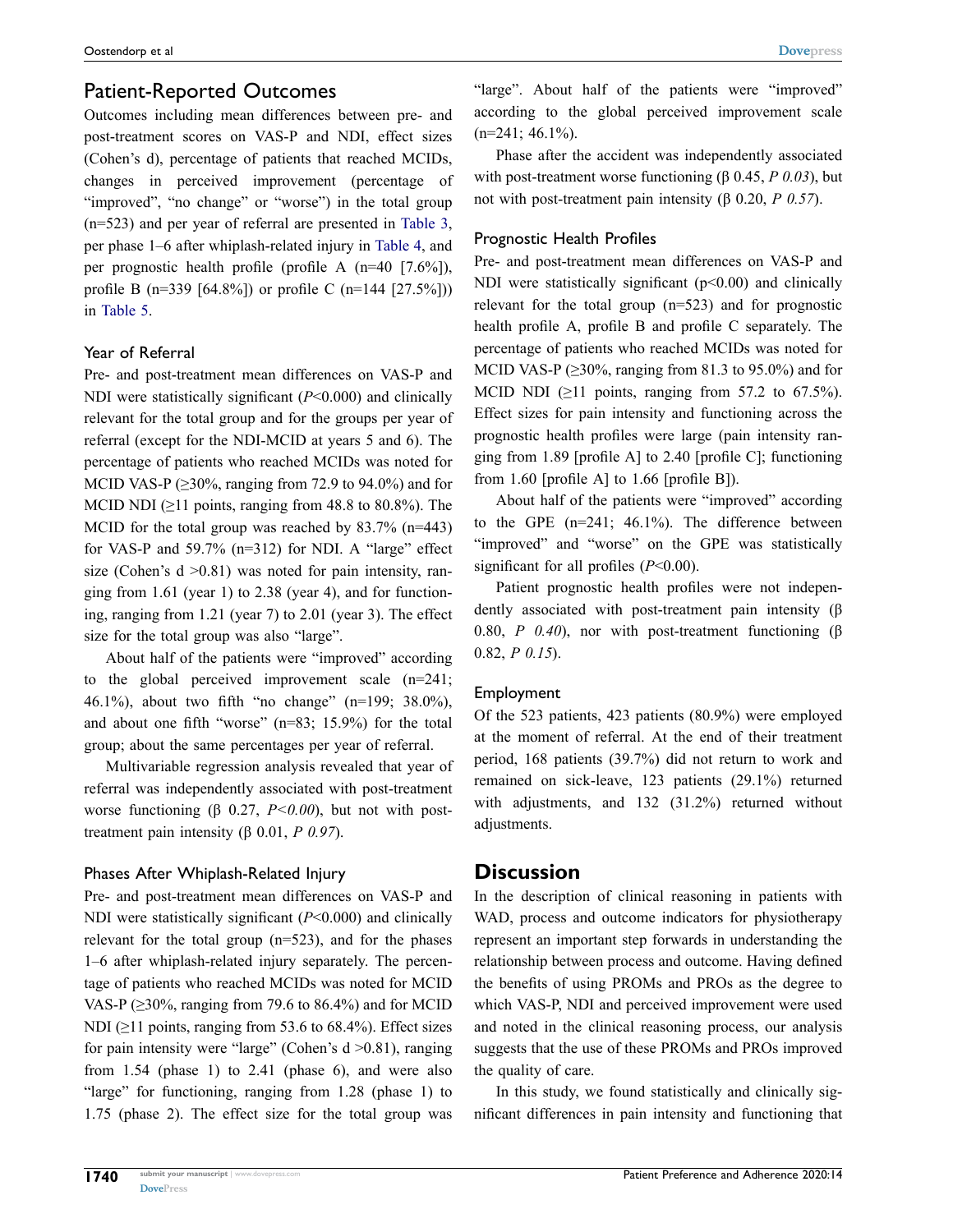## Patient-Reported Outcomes

Outcomes including mean differences between pre- and post-treatment scores on VAS-P and NDI, effect sizes (Cohen's d), percentage of patients that reached MCIDs, changes in perceived improvement (percentage of "improved", "no change" or "worse") in the total group (n=523) and per year of referral are presented in Table 3, per phase 1–6 after whiplash-related injury in Table 4, and per prognostic health profile (profile A (n=40 [7.6%]), profile B (n=339 [64.8%]) or profile C (n=144 [27.5%])) in Table 5.

### Year of Referral

Pre- and post-treatment mean differences on VAS-P and NDI were statistically significant (*P*<0.000) and clinically relevant for the total group and for the groups per year of referral (except for the NDI-MCID at years 5 and 6). The percentage of patients who reached MCIDs was noted for MCID VAS-P (≥30%, ranging from 72.9 to 94.0%) and for MCID NDI (≥11 points, ranging from 48.8 to 80.8%). The MCID for the total group was reached by 83.7% (n=443) for VAS-P and 59.7% (n=312) for NDI. A "large" effect size (Cohen's d >0.81) was noted for pain intensity, ranging from 1.61 (year 1) to 2.38 (year 4), and for functioning, ranging from 1.21 (year 7) to 2.01 (year 3). The effect size for the total group was also "large".

About half of the patients were "improved" according to the global perceived improvement scale (n=241; 46.1%), about two fifth "no change" (n=199; 38.0%), and about one fifth "worse" (n=83; 15.9%) for the total group; about the same percentages per year of referral.

Multivariable regression analysis revealed that year of referral was independently associated with post-treatment worse functioning (β 0.27, *P<0.00*), but not with post-treatment pain intensity (β 0.01, *P 0.97*).

### Phases After Whiplash-Related Injury

Pre- and post-treatment mean differences on VAS-P and NDI were statistically significant (*P*<0.000) and clinically relevant for the total group (n=523), and for the phases 1–6 after whiplash-related injury separately. The percentage of patients who reached MCIDs was noted for MCID VAS-P (≥30%, ranging from 79.6 to 86.4%) and for MCID NDI (≥11 points, ranging from 53.6 to 68.4%). Effect sizes for pain intensity were "large" (Cohen's d >0.81), ranging from 1.54 (phase 1) to 2.41 (phase 6), and were also "large" for functioning, ranging from 1.28 (phase 1) to 1.75 (phase 2). The effect size for the total group was "large". About half of the patients were "improved" according to the global perceived improvement scale (n=241; 46.1%).

Phase after the accident was independently associated with post-treatment worse functioning (β 0.45, *P 0.03*), but not with post-treatment pain intensity (β 0.20, *P 0.57*).

### Prognostic Health Profiles

Pre- and post-treatment mean differences on VAS-P and NDI were statistically significant (p<0.00) and clinically relevant for the total group (n=523) and for prognostic health profile A, profile B and profile C separately. The percentage of patients who reached MCIDs was noted for MCID VAS-P (≥30%, ranging from 81.3 to 95.0%) and for MCID NDI (≥11 points, ranging from 57.2 to 67.5%). Effect sizes for pain intensity and functioning across the prognostic health profiles were large (pain intensity ranging from 1.89 [profile A] to 2.40 [profile C]; functioning from 1.60 [profile A] to 1.66 [profile B]).

About half of the patients were "improved" according to the GPE (n=241; 46.1%). The difference between "improved" and "worse" on the GPE was statistically significant for all profiles (*P*<0.00).

Patient prognostic health profiles were not independently associated with post-treatment pain intensity (β 0.80, *P 0.40*), nor with post-treatment functioning (β 0.82, *P 0.15*).

### Employment

Of the 523 patients, 423 patients (80.9%) were employed at the moment of referral. At the end of their treatment period, 168 patients (39.7%) did not return to work and remained on sick-leave, 123 patients (29.1%) returned with adjustments, and 132 (31.2%) returned without adjustments.

## Discussion

In the description of clinical reasoning in patients with WAD, process and outcome indicators for physiotherapy represent an important step forwards in understanding the relationship between process and outcome. Having defined the benefits of using PROMs and PROs as the degree to which VAS-P, NDI and perceived improvement were used and noted in the clinical reasoning process, our analysis suggests that the use of these PROMs and PROs improved the quality of care.

In this study, we found statistically and clinically significant differences in pain intensity and functioning that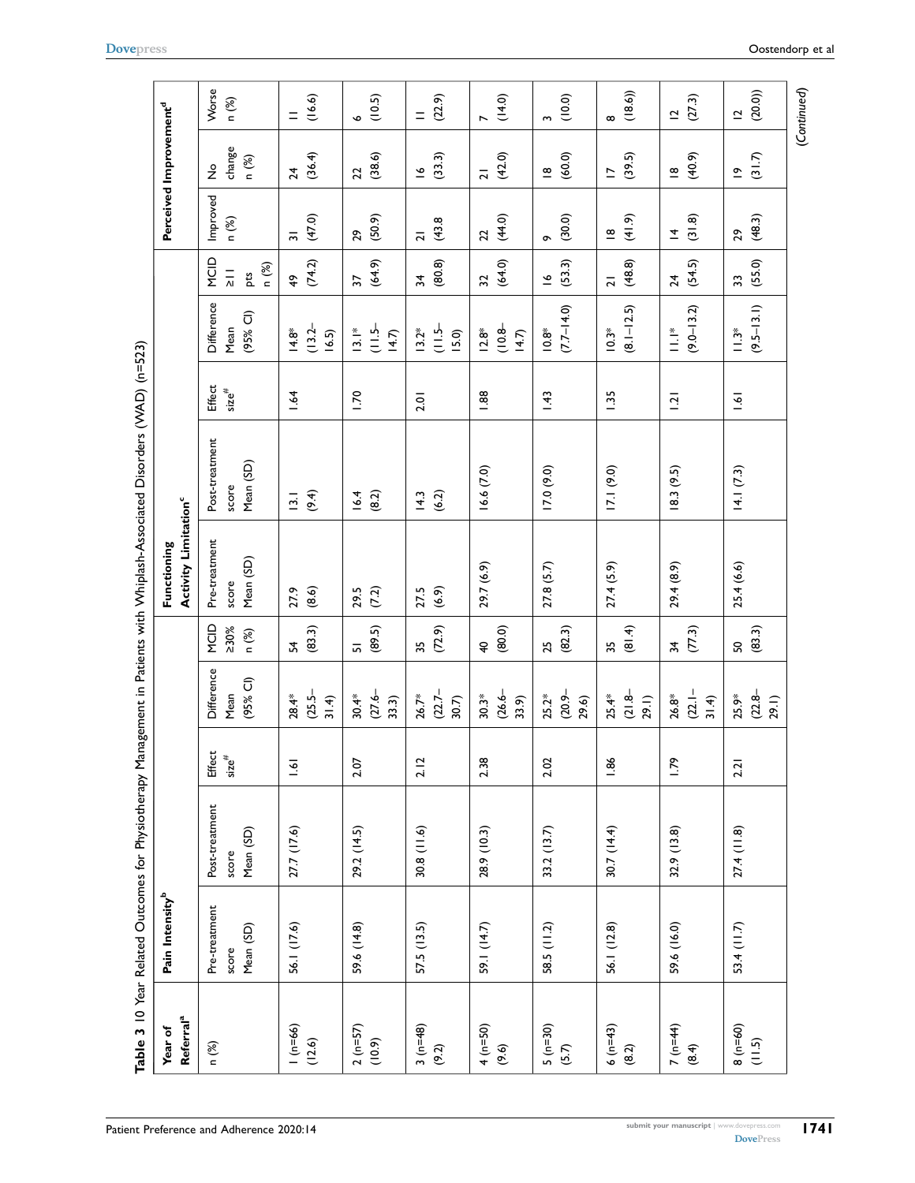**Table 3** 10 Year Related Outcomes for Physiotherapy Management in Patients with Whiplash-Associated Disorders (WAD) (n=523)

| Year of Referral[a] | Pain Intensity[b] | | | | | Functioning Activity Limitation[c] | | | | | Perceived Improvement[d] | | |
|---|---|---|---|---|---|---|---|---|---|---|---|---|---|
| n (%) | Pre-treatment score Mean (SD) | Post-treatment score Mean (SD) | Effect size[#] | Difference Mean (95% CI) | MCID ≥30% n (%) | Pre-treatment score Mean (SD) | Post-treatment score Mean (SD) | Effect size[#] | Difference Mean (95% CI) | MCID ≥11 pts n (%) | Improved n (%) | No change n (%) | Worse n (%) |
| 1 (n=66) (12.6) | 56.1 (17.6) | 27.7 (17.6) | 1.61 | 28.4* (25.5–31.4) | 54 (83.3) | 27.9 (8.6) | 13.1 (9.4) | 1.64 | 14.8* (13.2–16.5) | 49 (74.2) | 31 (47.0) | 24 (36.4) | 11 (16.6) |
| 2 (n=57) (10.9) | 59.6 (14.8) | 29.2 (14.5) | 2.07 | 30.4* (27.6–33.3) | 51 (89.5) | 29.5 (7.2) | 16.4 (8.2) | 1.70 | 13.1* (11.5–14.7) | 37 (64.9) | 29 (50.9) | 22 (38.6) | 6 (10.5) |
| 3 (n=48) (9.2) | 57.5 (13.5) | 30.8 (11.6) | 2.12 | 26.7* (22.7–30.7) | 35 (72.9) | 27.5 (6.9) | 14.3 (6.2) | 2.01 | 13.2* (11.5–15.0) | 34 (80.8) | 21 (43.8 | 16 (33.3) | 11 (22.9) |
| 4 (n=50) (9.6) | 59.1 (14.7) | 28.9 (10.3) | 2.38 | 30.3* (26.6–33.9) | 40 (80.0) | 29.7 (6.9) | 16.6 (7.0) | 1.88 | 12.8* (10.8–14.7) | 32 (64.0) | 22 (44.0) | 21 (42.0) | 7 (14.0) |
| 5 (n=30) (5.7) | 58.5 (11.2) | 33.2 (13.7) | 2.02 | 25.2* (20.9–29.6) | 25 (82.3) | 27.8 (5.7) | 17.0 (9.0) | 1.43 | 10.8* (7.7–14.0) | 16 (53.3) | 9 (30.0) | 18 (60.0) | 3 (10.0) |
| 6 (n=43) (8.2) | 56.1 (12.8) | 30.7 (14.4) | 1.86 | 25.4* (21.8–29.1) | 35 (81.4) | 27.4 (5.9) | 17.1 (9.0) | 1.35 | 10.3* (8.1–12.5) | 21 (48.8) | 18 (41.9) | 17 (39.5) | 8 (18.6)) |
| 7 (n=44) (8.4) | 59.6 (16.0) | 32.9 (13.8) | 1.79 | 26.8* (22.1–31.4) | 34 (77.3) | 29.4 (8.9) | 18.3 (9.5) | 1.21 | 11.1* (9.0–13.2) | 24 (54.5) | 14 (31.8) | 18 (40.9) | 12 (27.3) |
| 8 (n=60) (11.5) | 53.4 (11.7) | 27.4 (11.8) | 2.21 | 25.9* (22.8–29.1) | 50 (83.3) | 25.4 (6.6) | 14.1 (7.3) | 1.61 | 11.3* (9.5–13.1) | 33 (55.0) | 29 (48.3) | 19 (31.7) | 12 (20.0)) |

*(Continued)*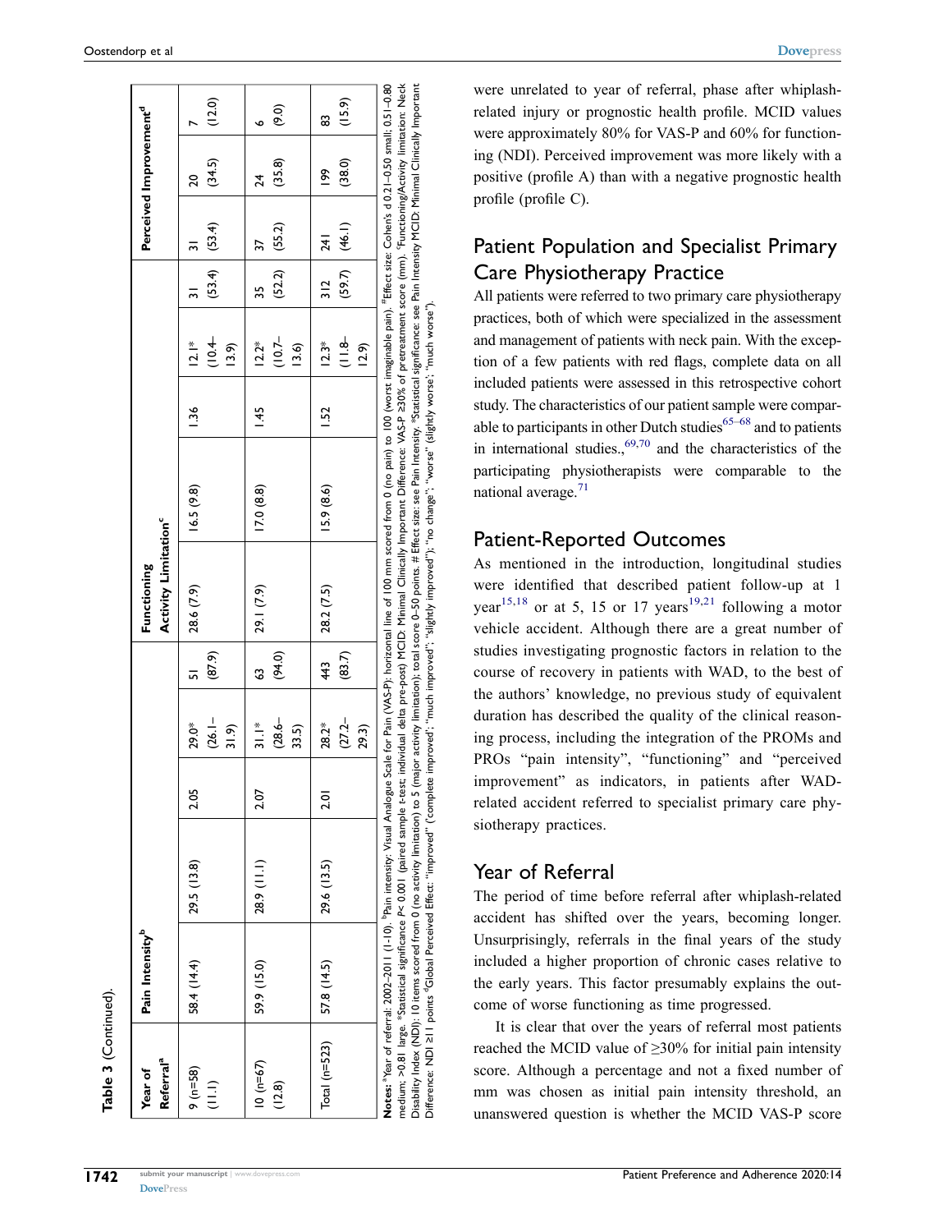**Table 3** (Continued).

| Year of Referral[a] | Pain Intensity[b] | | | | | Functioning Activity Limitation[c] | | | | | Perceived Improvement[d] | | |
|---|---|---|---|---|---|---|---|---|---|---|---|---|---|
| 9 (n=58) (11.1) | 58.4 (14.4) | 29.5 (13.8) | 2.05 | 29.0* (26.1–31.9) | 51 (87.9) | 28.6 (7.9) | 16.5 (9.8) | 1.36 | 12.1* (10.4–13.9) | 31 (53.4) | 31 (53.4) | 20 (34.5) | 7 (12.0) |
| 10 (n=67) (12.8) | 59.9 (15.0) | 28.9 (11.1) | 2.07 | 31.1* (28.6–33.5) | 63 (94.0) | 29.1 (7.9) | 17.0 (8.8) | 1.45 | 12.2* (10.7–13.6) | 35 (52.2) | 37 (55.2) | 24 (35.8) | 6 (9.0) |
| Total (n=523) | 57.8 (14.5) | 29.6 (13.5) | 2.01 | 28.2* (27.2–29.3) | 443 (83.7) | 28.2 (7.5) | 15.9 (8.6) | 1.52 | 12.3* (11.8–12.9) | 312 (59.7) | 241 (46.1) | 199 (38.0) | 83 (15.9) |

**Notes:** [a]Year of referral: 2002–2011 (1-10). [b]Pain intensity: Visual Analogue Scale for Pain (VAS-P); horizontal line of 100 mm scored from 0 (no pain) to 100 (worst imaginable pain). #Effect size: Cohen's d 0.21–0.50 small; 0.51–0.80 medium; >0.81 large. *Statistical significance P< 0.001 (paired sample t-test; individual delta pre-post) MCID: Minimal Clinically Important Difference: VAS-P ≥30% of pretreatment score (mm). [c]Functioning/Activity limitation: Neck Disability Index (NDI): 10 items scored from 0 (no activity limitation) to 5 (major activity limitation); total score 0–50 points. # Effect size: see Pain Intensity. *Statistical significance: see Pain Intensity MCID: Minimal Clinically Important Difference: NDI ≥11 points [d]Global Perceived Effect: "improved" ("complete improved"; "much improved"; "slightly improved"); "no change"; "worse" ("slightly worse"; "much worse").

were unrelated to year of referral, phase after whiplash-related injury or prognostic health profile. MCID values were approximately 80% for VAS-P and 60% for functioning (NDI). Perceived improvement was more likely with a positive (profile A) than with a negative prognostic health profile (profile C).

## Patient Population and Specialist Primary Care Physiotherapy Practice

All patients were referred to two primary care physiotherapy practices, both of which were specialized in the assessment and management of patients with neck pain. With the exception of a few patients with red flags, complete data on all included patients were assessed in this retrospective cohort study. The characteristics of our patient sample were comparable to participants in other Dutch studies[65–68] and to patients in international studies.,[69,70] and the characteristics of the participating physiotherapists were comparable to the national average.[71]

## Patient-Reported Outcomes

As mentioned in the introduction, longitudinal studies were identified that described patient follow-up at 1 year[15,18] or at 5, 15 or 17 years[19,21] following a motor vehicle accident. Although there are a great number of studies investigating prognostic factors in relation to the course of recovery in patients with WAD, to the best of the authors' knowledge, no previous study of equivalent duration has described the quality of the clinical reasoning process, including the integration of the PROMs and PROs "pain intensity", "functioning" and "perceived improvement" as indicators, in patients after WAD-related accident referred to specialist primary care physiotherapy practices.

## Year of Referral

The period of time before referral after whiplash-related accident has shifted over the years, becoming longer. Unsurprisingly, referrals in the final years of the study included a higher proportion of chronic cases relative to the early years. This factor presumably explains the outcome of worse functioning as time progressed.

It is clear that over the years of referral most patients reached the MCID value of ≥30% for initial pain intensity score. Although a percentage and not a fixed number of mm was chosen as initial pain intensity threshold, an unanswered question is whether the MCID VAS-P score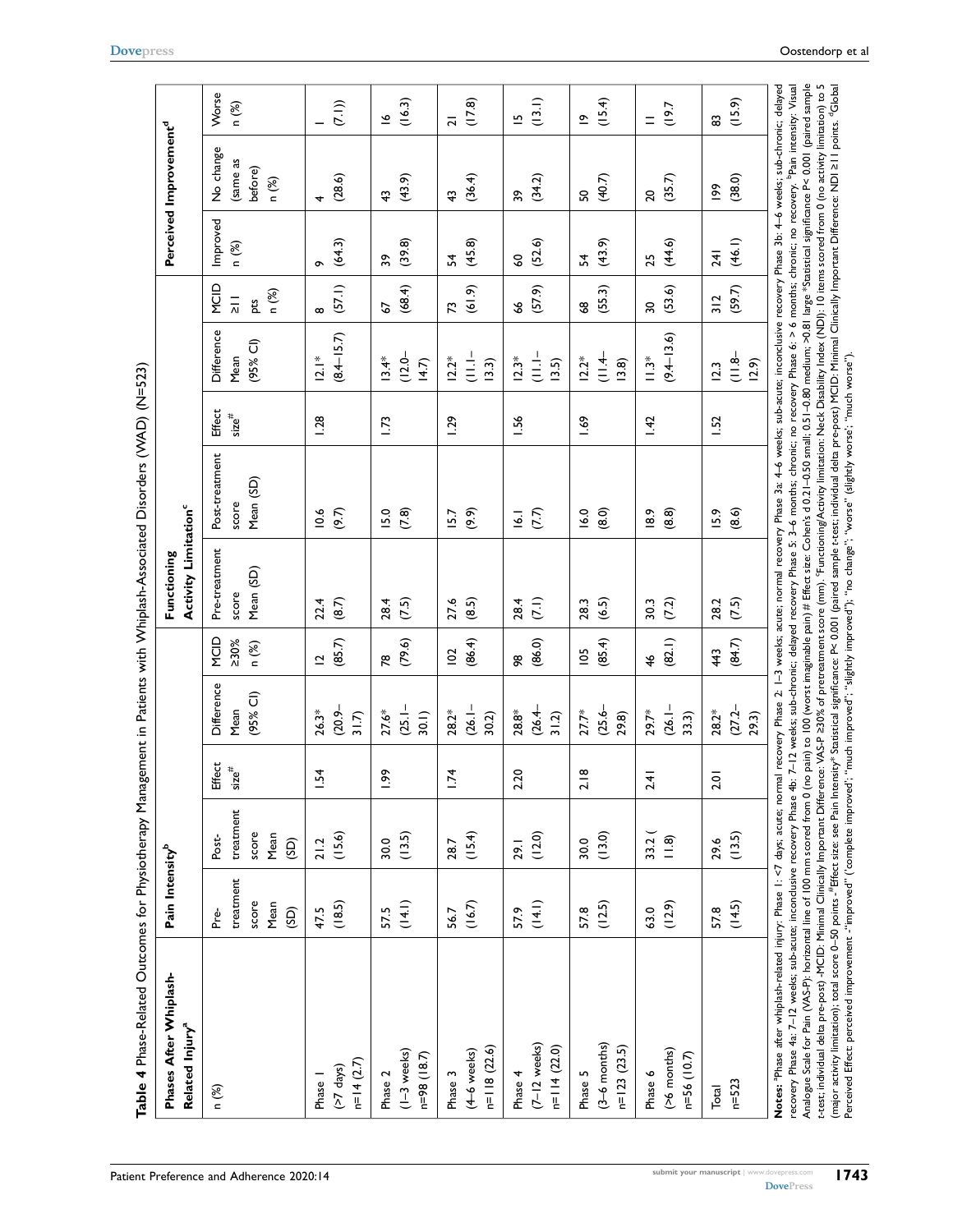**Table 4** Phase-Related Outcomes for Physiotherapy Management in Patients with Whiplash-Associated Disorders (WAD) (N=523)

| Phases After Whiplash-Related Injury[a] | Pain Intensity[b] | | | | | Functioning Activity Limitation[c] | | | | | Perceived Improvement[d] | | |
|---|---|---|---|---|---|---|---|---|---|---|---|---|---|
| n (%) | Pre-treatment score Mean (SD) | Post-treatment score Mean (SD) | Effect size[#] | Difference Mean (95% CI) | MCID ≥30% n (%) | Pre-treatment score Mean (SD) | Post-treatment score Mean (SD) | Effect size[#] | Difference Mean (95% CI) | MCID ≥11 pts n (%) | Improved n (%) | No change (same as before) n (%) | Worse n (%) |
| Phase 1 (>7 days) n=14 (2.7) | 47.5 (18.5) | 21.2 (15.6) | 1.54 | 26.3* (20.9–31.7) | 12 (85.7) | 22.4 (8.7) | 10.6 (9.7) | 1.28 | 12.1* (8.4–15.7) | 8 (57.1) | 9 (64.3) | 4 (28.6) | 1 (7.1)) |
| Phase 2 (1–3 weeks) n=98 (18.7) | 57.5 (14.1) | 30.0 (13.5) | 1.99 | 27.6* (25.1–30.1) | 78 (79.6) | 28.4 (7.5) | 15.0 (7.8) | 1.73 | 13.4* (12.0–14.7) | 67 (68.4) | 39 (39.8) | 43 (43.9) | 16 (16.3) |
| Phase 3 (4–6 weeks) n=118 (22.6) | 56.7 (16.7) | 28.7 (15.4) | 1.74 | 28.2* (26.1–30.2) | 102 (86.4) | 27.6 (8.5) | 15.7 (9.9) | 1.29 | 12.2* (11.1–13.3) | 73 (61.9) | 54 (45.8) | 43 (36.4) | 21 (17.8) |
| Phase 4 (7–12 weeks) n=114 (22.0) | 57.9 (14.1) | 29.1 (12.0) | 2.20 | 28.8* (26.4–31.2) | 98 (86.0) | 28.4 (7.1) | 16.1 (7.7) | 1.56 | 12.3* (11.1–13.5) | 66 (57.9) | 60 (52.6) | 39 (34.2) | 15 (13.1) |
| Phase 5 (3–6 months) n=123 (23.5) | 57.8 (12.5) | 30.0 (13.0) | 2.18 | 27.7* (25.6–29.8) | 105 (85.4) | 28.3 (6.5) | 16.0 (8.0) | 1.69 | 12.2* (11.4–13.8) | 68 (55.3) | 54 (43.9) | 50 (40.7) | 19 (15.4) |
| Phase 6 (>6 months) n=56 (10.7) | 63.0 (12.9) | 33.2 ( 11.8) | 2.41 | 29.7* (26.1–33.3) | 46 (82.1) | 30.3 (7.2) | 18.9 (8.8) | 1.42 | 11.3* (9.4–13.6) | 30 (53.6) | 25 (44.6) | 20 (35.7) | 11 (19.7 |
| Total n=523 | 57.8 (14.5) | 29.6 (13.5) | 2.01 | 28.2* (27.2–29.3) | 443 (84.7) | 28.2 (7.5) | 15.9 (8.6) | 1.52 | 12.3 (11.8–12.9) | 312 (59.7) | 241 (46.1) | 199 (38.0) | 83 (15.9) |

**Notes:** [a]Phase after whiplash-related injury: Phase 1: <7 days; acute; normal recovery Phase 2: 1–3 weeks; acute; normal recovery Phase 3a: 4–6 weeks; sub-acute; inconclusive recovery Phase 3b: 4–6 weeks; sub-chronic; delayed recovery Phase 4a: 7–12 weeks; sub-acute; inconclusive recovery Phase 4b: 7–12 weeks; sub-chronic; delayed recovery Phase 5: 3–6 months; chronic; no recovery Phase 6: > 6 months; chronic; no recovery. [b]Pain intensity: Visual Analogue Scale for Pain (VAS-P); horizontal line of 100 mm scored from 0 (no pain) to 100 (worst imaginable pain)# Effect size: Cohen's d 0.21–0.50 small; 0.51–0.80 medium; >0.81 large *Statistical significance P< 0.001 (paired sample t-test; individual delta pre-post) -MCID: Minimal Clinically Important Difference: VAS-P ≥30% of pretreatment score (mm). [c]Functioning/Activity limitation: Neck Disability Index (NDI): 10 items scored from 0 (no activity limitation) to 5 (major activity limitation); total score 0–50 points -[#]Effect size: see Pain Intensity* Statistical significance: P< 0.001 (paired sample t-test; individual delta pre-post) MCID: Minimal Clinically Important Difference: NDI ≥11 points. [d]Global Perceived Effect: perceived improvement -"improved" ("complete improved"; "much improved"; "slightly improved"); "no change"; "worse" (slightly worse'; "much worse").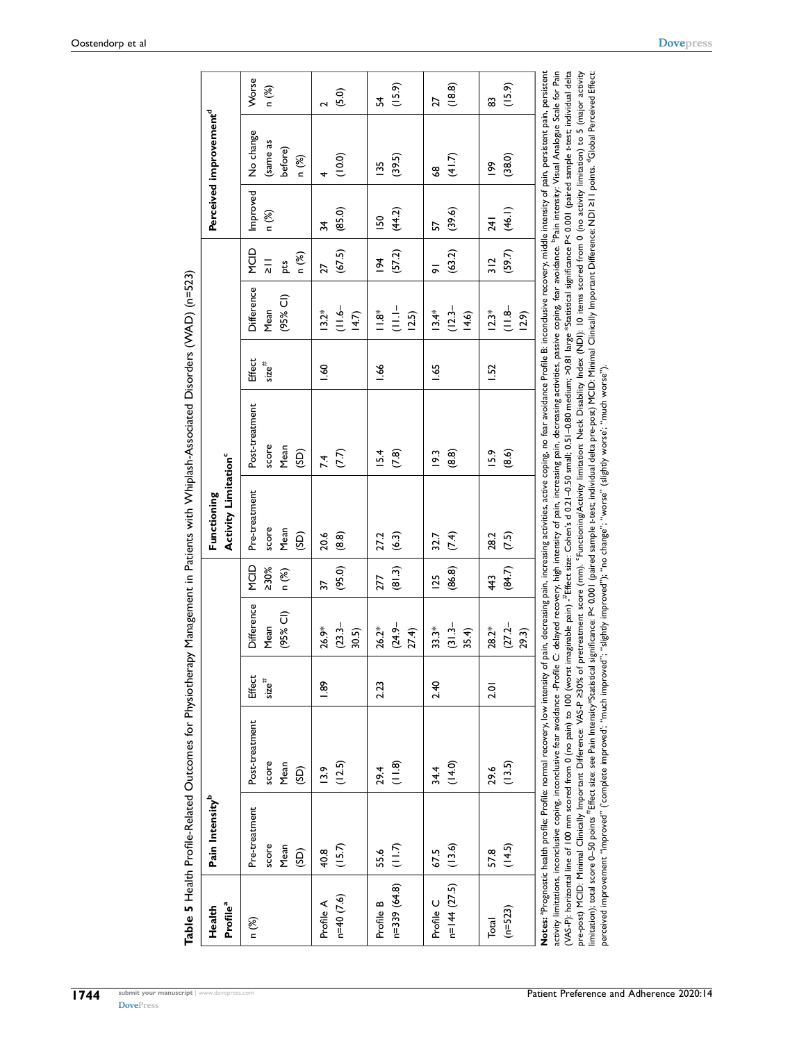**Table 5** Health Profile-Related Outcomes for Physiotherapy Management in Patients with Whiplash-Associated Disorders (WAD) (n=523)

| Health Profile[a] | Pain Intensity[b] | | | | | Functioning Activity Limitation[c] | | | | | Perceived improvement[d] | | |
|---|---|---|---|---|---|---|---|---|---|---|---|---|---|
| n (%) | Pre-treatment score Mean (SD) | Post-treatment score Mean (SD) | Effect size[#] | Difference Mean (95% CI) | MCID ≥30% n (%) | Pre-treatment score Mean (SD) | Post-treatment score Mean (SD) | Effect size[#] | Difference Mean (95% CI) | MCID ≥11 pts n (%) | Improved n (%) | No change (same as before) n (%) | Worse n (%) |
| Profile A n=40 (7.6) | 40.8 (15.7) | 13.9 (12.5) | 1.89 | 26.9* (23.3–30.5) | 37 (95.0) | 20.6 (8.8) | 7.4 (7.7) | 1.60 | 13.2* (11.6–14.7) | 27 (67.5) | 34 (85.0) | 4 (10.0) | 2 (5.0) |
| Profile B n=339 (64.8) | 55.6 (11.7) | 29.4 (11.8) | 2.23 | 26.2* (24.9–27.4) | 277 (81.3) | 27.2 (6.3) | 15.4 (7.8) | 1.66 | 11.8* (11.1–12.5) | 194 (57.2) | 150 (44.2) | 135 (39.5) | 54 (15.9) |
| Profile C n=144 (27.5) | 67.5 (13.6) | 34.4 (14.0) | 2.40 | 33.3* (31.3–35.4) | 125 (86.8) | 32.7 (7.4) | 19.3 (8.8) | 1.65 | 13.4* (12.3–14.6) | 91 (63.2) | 57 (39.6) | 68 (41.7) | 27 (18.8) |
| Total (n=523) | 57.8 (14.5) | 29.6 (13.5) | 2.01 | 28.2* (27.2–29.3) | 443 (84.7) | 28.2 (7.5) | 15.9 (8.6) | 1.52 | 12.3* (11.8–12.9) | 312 (59.7) | 241 (46.1) | 199 (38.0) | 83 (15.9) |

**Notes:** [a]Prognostic health profile: Profile: normal recovery, low intensity of pain, decreasing pain, increasing activities, active coping, no fear avoidance Profile B: inconclusive recovery, middle intensity of pain, persistent pain, persistent activity limitations, inconclusive coping, inconclusive fear avoidance -Profile C: delayed recovery, high intensity of pain, increasing pain, decreasing activities, passive coping, fear avoidance. [b]Pain intensity: Visual Analogue Scale for Pain (VAS-P); horizontal line of 100 mm scored from 0 (no pain) to 100 (worst imaginable pain) -[#]Effect size: Cohen's d 0.21–0.50 small; 0.51–0.80 medium; >0.81 large *Statistical significance P< 0.001 (paired sample t-test; individual delta pre-post) MCID: Minimal Clinically Important Difference: VAS-P ≥30% of pretreatment score (mm). [c]Functioning/Activity limitation: Neck Disability Index (NDI): 10 items scored from 0 (no activity limitation) to 5 (major activity limitation); total score 0–50 points [#]Effect size: see Pain Intensity*Statistical significance: P< 0.001 (paired sample t-test; individual delta pre-post) MCID: Minimal Clinically Important Difference: NDI ≥11 points. [d]Global Perceived Effect: perceived improvement "improved" ("complete improved"; "much improved"; "slightly improved"); "no change"; "worse" (slightly worse'; "much worse").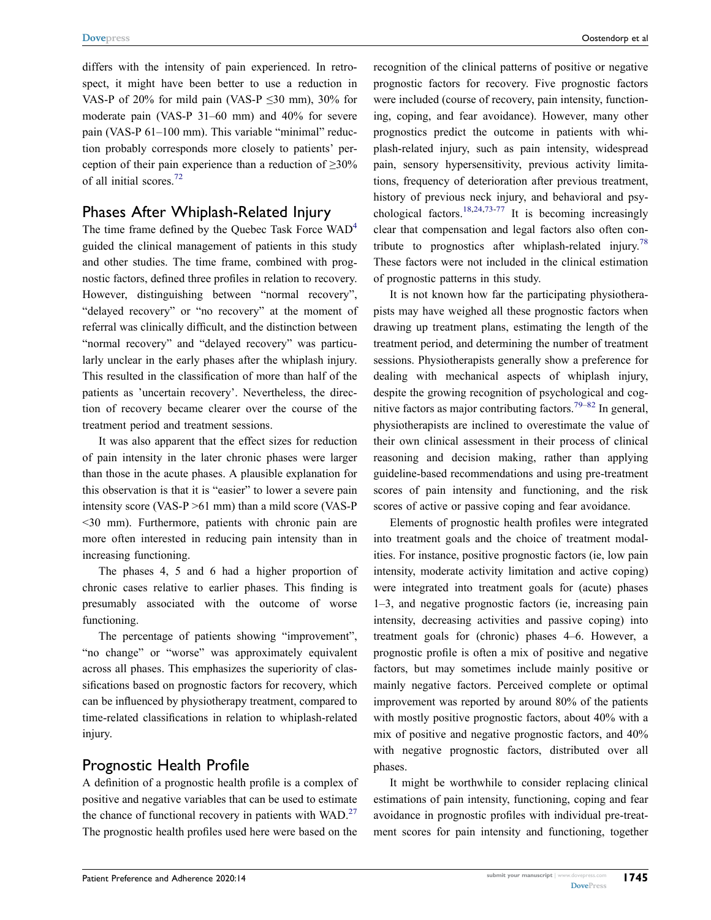differs with the intensity of pain experienced. In retrospect, it might have been better to use a reduction in VAS-P of 20% for mild pain (VAS-P ≤30 mm), 30% for moderate pain (VAS-P 31–60 mm) and 40% for severe pain (VAS-P 61–100 mm). This variable "minimal" reduction probably corresponds more closely to patients' perception of their pain experience than a reduction of ≥30% of all initial scores.[72]

## Phases After Whiplash-Related Injury

The time frame defined by the Quebec Task Force WAD[4] guided the clinical management of patients in this study and other studies. The time frame, combined with prognostic factors, defined three profiles in relation to recovery. However, distinguishing between "normal recovery", "delayed recovery" or "no recovery" at the moment of referral was clinically difficult, and the distinction between "normal recovery" and "delayed recovery" was particularly unclear in the early phases after the whiplash injury. This resulted in the classification of more than half of the patients as 'uncertain recovery'. Nevertheless, the direction of recovery became clearer over the course of the treatment period and treatment sessions.

It was also apparent that the effect sizes for reduction of pain intensity in the later chronic phases were larger than those in the acute phases. A plausible explanation for this observation is that it is "easier" to lower a severe pain intensity score (VAS-P >61 mm) than a mild score (VAS-P <30 mm). Furthermore, patients with chronic pain are more often interested in reducing pain intensity than in increasing functioning.

The phases 4, 5 and 6 had a higher proportion of chronic cases relative to earlier phases. This finding is presumably associated with the outcome of worse functioning.

The percentage of patients showing "improvement", "no change" or "worse" was approximately equivalent across all phases. This emphasizes the superiority of classifications based on prognostic factors for recovery, which can be influenced by physiotherapy treatment, compared to time-related classifications in relation to whiplash-related injury.

## Prognostic Health Profile

A definition of a prognostic health profile is a complex of positive and negative variables that can be used to estimate the chance of functional recovery in patients with WAD.[27] The prognostic health profiles used here were based on the recognition of the clinical patterns of positive or negative prognostic factors for recovery. Five prognostic factors were included (course of recovery, pain intensity, functioning, coping, and fear avoidance). However, many other prognostics predict the outcome in patients with whiplash-related injury, such as pain intensity, widespread pain, sensory hypersensitivity, previous activity limitations, frequency of deterioration after previous treatment, history of previous neck injury, and behavioral and psychological factors.[18,24,73-77] It is becoming increasingly clear that compensation and legal factors also often contribute to prognostics after whiplash-related injury.[78] These factors were not included in the clinical estimation of prognostic patterns in this study.

It is not known how far the participating physiotherapists may have weighed all these prognostic factors when drawing up treatment plans, estimating the length of the treatment period, and determining the number of treatment sessions. Physiotherapists generally show a preference for dealing with mechanical aspects of whiplash injury, despite the growing recognition of psychological and cognitive factors as major contributing factors.[79–82] In general, physiotherapists are inclined to overestimate the value of their own clinical assessment in their process of clinical reasoning and decision making, rather than applying guideline-based recommendations and using pre-treatment scores of pain intensity and functioning, and the risk scores of active or passive coping and fear avoidance.

Elements of prognostic health profiles were integrated into treatment goals and the choice of treatment modalities. For instance, positive prognostic factors (ie, low pain intensity, moderate activity limitation and active coping) were integrated into treatment goals for (acute) phases 1–3, and negative prognostic factors (ie, increasing pain intensity, decreasing activities and passive coping) into treatment goals for (chronic) phases 4–6. However, a prognostic profile is often a mix of positive and negative factors, but may sometimes include mainly positive or mainly negative factors. Perceived complete or optimal improvement was reported by around 80% of the patients with mostly positive prognostic factors, about 40% with a mix of positive and negative prognostic factors, and 40% with negative prognostic factors, distributed over all phases.

It might be worthwhile to consider replacing clinical estimations of pain intensity, functioning, coping and fear avoidance in prognostic profiles with individual pre-treatment scores for pain intensity and functioning, together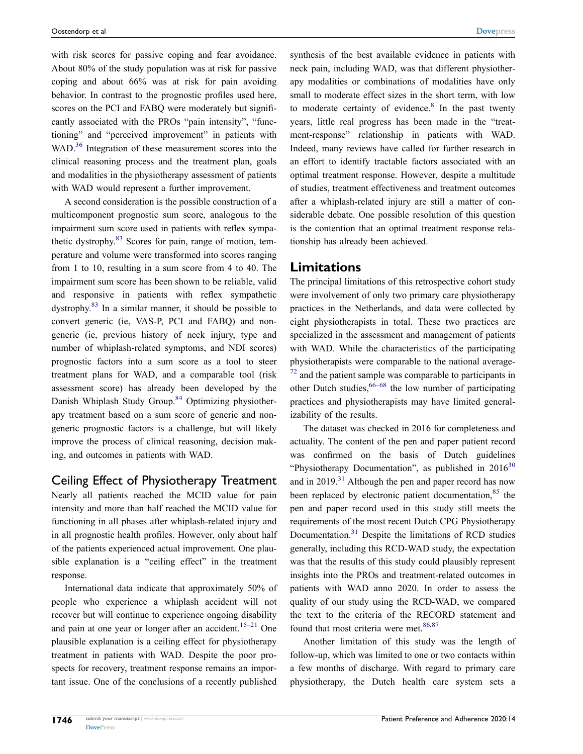with risk scores for passive coping and fear avoidance. About 80% of the study population was at risk for passive coping and about 66% was at risk for pain avoiding behavior. In contrast to the prognostic profiles used here, scores on the PCI and FABQ were moderately but significantly associated with the PROs "pain intensity", "functioning" and "perceived improvement" in patients with WAD.[36] Integration of these measurement scores into the clinical reasoning process and the treatment plan, goals and modalities in the physiotherapy assessment of patients with WAD would represent a further improvement.

A second consideration is the possible construction of a multicomponent prognostic sum score, analogous to the impairment sum score used in patients with reflex sympathetic dystrophy.[83] Scores for pain, range of motion, temperature and volume were transformed into scores ranging from 1 to 10, resulting in a sum score from 4 to 40. The impairment sum score has been shown to be reliable, valid and responsive in patients with reflex sympathetic dystrophy.[83] In a similar manner, it should be possible to convert generic (ie, VAS-P, PCI and FABQ) and non-generic (ie, previous history of neck injury, type and number of whiplash-related symptoms, and NDI scores) prognostic factors into a sum score as a tool to steer treatment plans for WAD, and a comparable tool (risk assessment score) has already been developed by the Danish Whiplash Study Group.[84] Optimizing physiotherapy treatment based on a sum score of generic and non-generic prognostic factors is a challenge, but will likely improve the process of clinical reasoning, decision making, and outcomes in patients with WAD.

## Ceiling Effect of Physiotherapy Treatment

Nearly all patients reached the MCID value for pain intensity and more than half reached the MCID value for functioning in all phases after whiplash-related injury and in all prognostic health profiles. However, only about half of the patients experienced actual improvement. One plausible explanation is a "ceiling effect" in the treatment response.

International data indicate that approximately 50% of people who experience a whiplash accident will not recover but will continue to experience ongoing disability and pain at one year or longer after an accident.[15–21] One plausible explanation is a ceiling effect for physiotherapy treatment in patients with WAD. Despite the poor prospects for recovery, treatment response remains an important issue. One of the conclusions of a recently published synthesis of the best available evidence in patients with neck pain, including WAD, was that different physiotherapy modalities or combinations of modalities have only small to moderate effect sizes in the short term, with low to moderate certainty of evidence.[8] In the past twenty years, little real progress has been made in the "treatment-response" relationship in patients with WAD. Indeed, many reviews have called for further research in an effort to identify tractable factors associated with an optimal treatment response. However, despite a multitude of studies, treatment effectiveness and treatment outcomes after a whiplash-related injury are still a matter of considerable debate. One possible resolution of this question is the contention that an optimal treatment response relationship has already been achieved.

## Limitations

The principal limitations of this retrospective cohort study were involvement of only two primary care physiotherapy practices in the Netherlands, and data were collected by eight physiotherapists in total. These two practices are specialized in the assessment and management of patients with WAD. While the characteristics of the participating physiotherapists were comparable to the national average[72] and the patient sample was comparable to participants in other Dutch studies,[66–68] the low number of participating practices and physiotherapists may have limited generalizability of the results.

The dataset was checked in 2016 for completeness and actuality. The content of the pen and paper patient record was confirmed on the basis of Dutch guidelines "Physiotherapy Documentation", as published in 2016[30] and in 2019.[31] Although the pen and paper record has now been replaced by electronic patient documentation,[85] the pen and paper record used in this study still meets the requirements of the most recent Dutch CPG Physiotherapy Documentation.[31] Despite the limitations of RCD studies generally, including this RCD-WAD study, the expectation was that the results of this study could plausibly represent insights into the PROs and treatment-related outcomes in patients with WAD anno 2020. In order to assess the quality of our study using the RCD-WAD, we compared the text to the criteria of the RECORD statement and found that most criteria were met.[86,87]

Another limitation of this study was the length of follow-up, which was limited to one or two contacts within a few months of discharge. With regard to primary care physiotherapy, the Dutch health care system sets a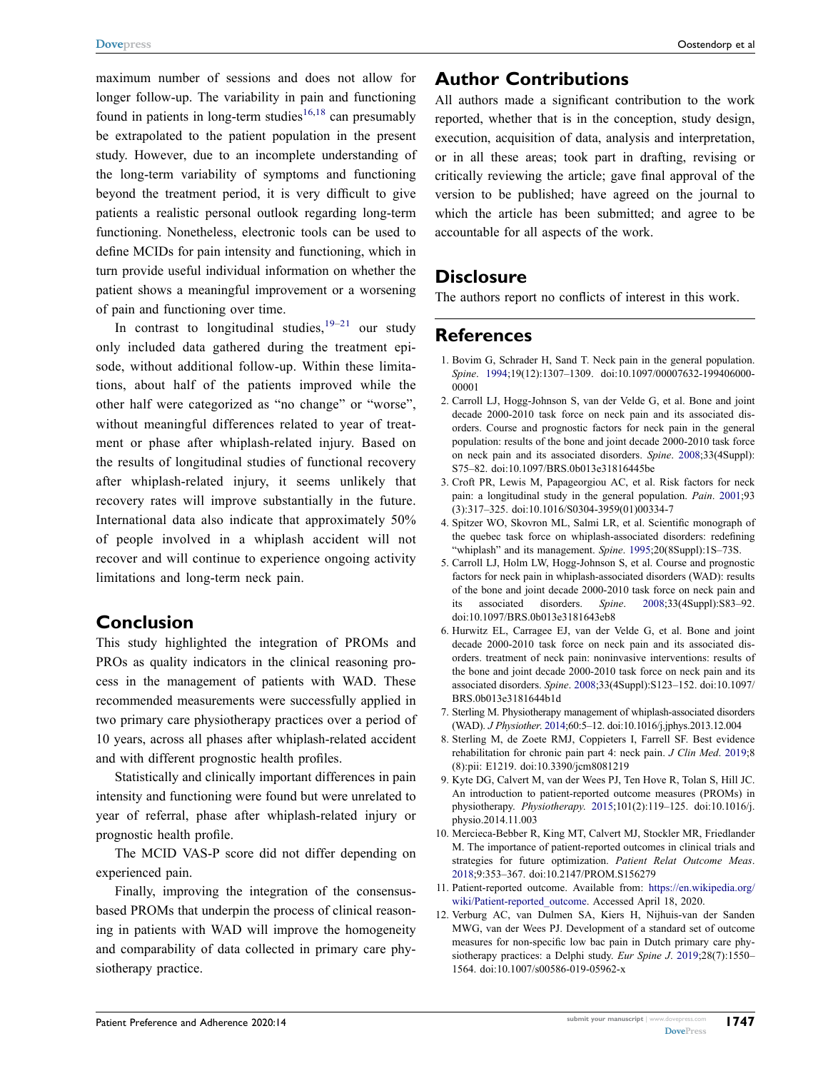maximum number of sessions and does not allow for longer follow-up. The variability in pain and functioning found in patients in long-term studies[16,18] can presumably be extrapolated to the patient population in the present study. However, due to an incomplete understanding of the long-term variability of symptoms and functioning beyond the treatment period, it is very difficult to give patients a realistic personal outlook regarding long-term functioning. Nonetheless, electronic tools can be used to define MCIDs for pain intensity and functioning, which in turn provide useful individual information on whether the patient shows a meaningful improvement or a worsening of pain and functioning over time.

In contrast to longitudinal studies,[19–21] our study only included data gathered during the treatment episode, without additional follow-up. Within these limitations, about half of the patients improved while the other half were categorized as "no change" or "worse", without meaningful differences related to year of treatment or phase after whiplash-related injury. Based on the results of longitudinal studies of functional recovery after whiplash-related injury, it seems unlikely that recovery rates will improve substantially in the future. International data also indicate that approximately 50% of people involved in a whiplash accident will not recover and will continue to experience ongoing activity limitations and long-term neck pain.

## Conclusion

This study highlighted the integration of PROMs and PROs as quality indicators in the clinical reasoning process in the management of patients with WAD. These recommended measurements were successfully applied in two primary care physiotherapy practices over a period of 10 years, across all phases after whiplash-related accident and with different prognostic health profiles.

Statistically and clinically important differences in pain intensity and functioning were found but were unrelated to year of referral, phase after whiplash-related injury or prognostic health profile.

The MCID VAS-P score did not differ depending on experienced pain.

Finally, improving the integration of the consensus-based PROMs that underpin the process of clinical reasoning in patients with WAD will improve the homogeneity and comparability of data collected in primary care physiotherapy practice.

## Author Contributions

All authors made a significant contribution to the work reported, whether that is in the conception, study design, execution, acquisition of data, analysis and interpretation, or in all these areas; took part in drafting, revising or critically reviewing the article; gave final approval of the version to be published; have agreed on the journal to which the article has been submitted; and agree to be accountable for all aspects of the work.

## Disclosure

The authors report no conflicts of interest in this work.

## References

1. Bovim G, Schrader H, Sand T. Neck pain in the general population. *Spine*. 1994;19(12):1307–1309. doi:10.1097/00007632-199406000-00001
2. Carroll LJ, Hogg-Johnson S, van der Velde G, et al. Bone and joint decade 2000-2010 task force on neck pain and its associated disorders. Course and prognostic factors for neck pain in the general population: results of the bone and joint decade 2000-2010 task force on neck pain and its associated disorders. *Spine*. 2008;33(4Suppl): S75–82. doi:10.1097/BRS.0b013e31816445be
3. Croft PR, Lewis M, Papageorgiou AC, et al. Risk factors for neck pain: a longitudinal study in the general population. *Pain*. 2001;93 (3):317–325. doi:10.1016/S0304-3959(01)00334-7
4. Spitzer WO, Skovron ML, Salmi LR, et al. Scientific monograph of the quebec task force on whiplash-associated disorders: redefining "whiplash" and its management. *Spine*. 1995;20(8Suppl):1S–73S.
5. Carroll LJ, Holm LW, Hogg-Johnson S, et al. Course and prognostic factors for neck pain in whiplash-associated disorders (WAD): results of the bone and joint decade 2000-2010 task force on neck pain and its associated disorders. *Spine*. 2008;33(4Suppl):S83–92. doi:10.1097/BRS.0b013e3181643eb8
6. Hurwitz EL, Carragee EJ, van der Velde G, et al. Bone and joint decade 2000-2010 task force on neck pain and its associated disorders. treatment of neck pain: noninvasive interventions: results of the bone and joint decade 2000-2010 task force on neck pain and its associated disorders. *Spine*. 2008;33(4Suppl):S123–152. doi:10.1097/BRS.0b013e3181644b1d
7. Sterling M. Physiotherapy management of whiplash-associated disorders (WAD). *J Physiother*. 2014;60:5–12. doi:10.1016/j.jphys.2013.12.004
8. Sterling M, de Zoete RMJ, Coppieters I, Farrell SF. Best evidence rehabilitation for chronic pain part 4: neck pain. *J Clin Med*. 2019;8 (8):pii: E1219. doi:10.3390/jcm8081219
9. Kyte DG, Calvert M, van der Wees PJ, Ten Hove R, Tolan S, Hill JC. An introduction to patient-reported outcome measures (PROMs) in physiotherapy. *Physiotherapy*. 2015;101(2):119–125. doi:10.1016/j.physio.2014.11.003
10. Mercieca-Bebber R, King MT, Calvert MJ, Stockler MR, Friedlander M. The importance of patient-reported outcomes in clinical trials and strategies for future optimization. *Patient Relat Outcome Meas*. 2018;9:353–367. doi:10.2147/PROM.S156279
11. Patient-reported outcome. Available from: https://en.wikipedia.org/wiki/Patient-reported_outcome. Accessed April 18, 2020.
12. Verburg AC, van Dulmen SA, Kiers H, Nijhuis-van der Sanden MWG, van der Wees PJ. Development of a standard set of outcome measures for non-specific low bac pain in Dutch primary care physiotherapy practices: a Delphi study. *Eur Spine J*. 2019;28(7):1550–1564. doi:10.1007/s00586-019-05962-x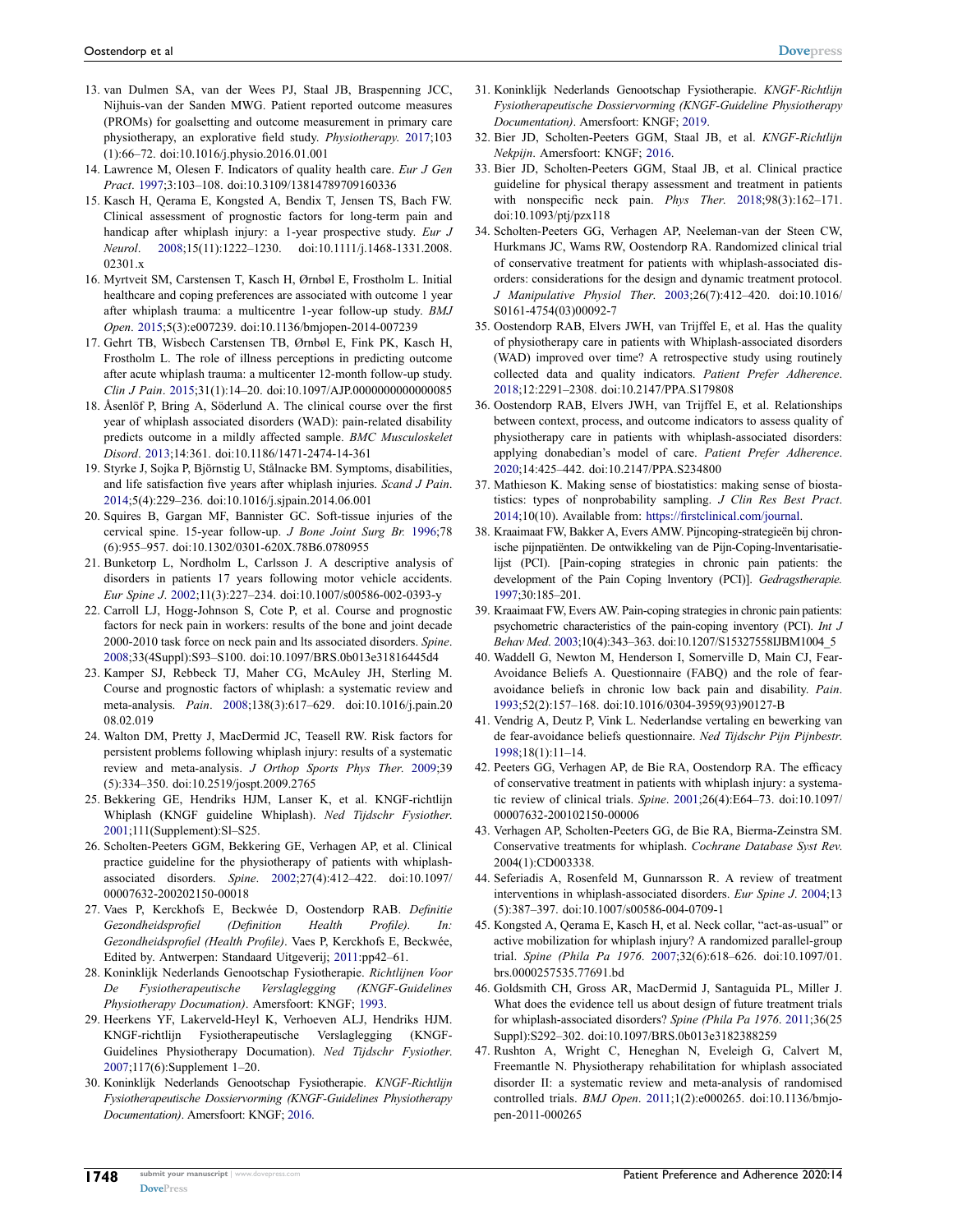13. van Dulmen SA, van der Wees PJ, Staal JB, Braspenning JCC, Nijhuis-van der Sanden MWG. Patient reported outcome measures (PROMs) for goalsetting and outcome measurement in primary care physiotherapy, an explorative field study. *Physiotherapy*. 2017;103 (1):66–72. doi:10.1016/j.physio.2016.01.001
14. Lawrence M, Olesen F. Indicators of quality health care. *Eur J Gen Pract*. 1997;3:103–108. doi:10.3109/13814789709160336
15. Kasch H, Qerama E, Kongsted A, Bendix T, Jensen TS, Bach FW. Clinical assessment of prognostic factors for long-term pain and handicap after whiplash injury: a 1-year prospective study. *Eur J Neurol*. 2008;15(11):1222–1230. doi:10.1111/j.1468-1331.2008.02301.x
16. Myrtveit SM, Carstensen T, Kasch H, Ørnbøl E, Frostholm L. Initial healthcare and coping preferences are associated with outcome 1 year after whiplash trauma: a multicentre 1-year follow-up study. *BMJ Open*. 2015;5(3):e007239. doi:10.1136/bmjopen-2014-007239
17. Gehrt TB, Wisbech Carstensen TB, Ørnbøl E, Fink PK, Kasch H, Frostholm L. The role of illness perceptions in predicting outcome after acute whiplash trauma: a multicenter 12-month follow-up study. *Clin J Pain*. 2015;31(1):14–20. doi:10.1097/AJP.0000000000000085
18. Åsenlöf P, Bring A, Söderlund A. The clinical course over the first year of whiplash associated disorders (WAD): pain-related disability predicts outcome in a mildly affected sample. *BMC Musculoskelet Disord*. 2013;14:361. doi:10.1186/1471-2474-14-361
19. Styrke J, Sojka P, Björnstig U, Stålnacke BM. Symptoms, disabilities, and life satisfaction five years after whiplash injuries. *Scand J Pain*. 2014;5(4):229–236. doi:10.1016/j.sjpain.2014.06.001
20. Squires B, Gargan MF, Bannister GC. Soft-tissue injuries of the cervical spine. 15-year follow-up. *J Bone Joint Surg Br*. 1996;78 (6):955–957. doi:10.1302/0301-620X.78B6.0780955
21. Bunketorp L, Nordholm L, Carlsson J. A descriptive analysis of disorders in patients 17 years following motor vehicle accidents. *Eur Spine J*. 2002;11(3):227–234. doi:10.1007/s00586-002-0393-y
22. Carroll LJ, Hogg-Johnson S, Cote P, et al. Course and prognostic factors for neck pain in workers: results of the bone and joint decade 2000-2010 task force on neck pain and Its associated disorders. *Spine*. 2008;33(4Suppl):S93–S100. doi:10.1097/BRS.0b013e31816445d4
23. Kamper SJ, Rebbeck TJ, Maher CG, McAuley JH, Sterling M. Course and prognostic factors of whiplash: a systematic review and meta-analysis. *Pain*. 2008;138(3):617–629. doi:10.1016/j.pain.2008.02.019
24. Walton DM, Pretty J, MacDermid JC, Teasell RW. Risk factors for persistent problems following whiplash injury: results of a systematic review and meta-analysis. *J Orthop Sports Phys Ther*. 2009;39 (5):334–350. doi:10.2519/jospt.2009.2765
25. Bekkering GE, Hendriks HJM, Lanser K, et al. KNGF-richtlijn Whiplash (KNGF guideline Whiplash). *Ned Tijdschr Fysiother*. 2001;111(Supplement):Sl–S25.
26. Scholten-Peeters GGM, Bekkering GE, Verhagen AP, et al. Clinical practice guideline for the physiotherapy of patients with whiplash-associated disorders. *Spine*. 2002;27(4):412–422. doi:10.1097/00007632-200202150-00018
27. Vaes P, Kerckhofs E, Beckwée D, Oostendorp RAB. *Definitie Gezondheidsprofiel (Definition Health Profile). In: Gezondheidsprofiel (Health Profile)*. Vaes P, Kerckhofs E, Beckwée, Edited by. Antwerpen: Standaard Uitgeverij; 2011:pp42–61.
28. Koninklijk Nederlands Genootschap Fysiotherapie. *Richtlijnen Voor De Fysiotherapeutische Verslaglegging (KNGF-Guidelines Physiotherapy Documation)*. Amersfoort: KNGF; 1993.
29. Heerkens YF, Lakerveld-Heyl K, Verhoeven ALJ, Hendriks HJM. KNGF-richtlijn Fysiotherapeutische Verslaglegging (KNGF-Guidelines Physiotherapy Documation). *Ned Tijdschr Fysiother*. 2007;117(6):Supplement 1–20.
30. Koninklijk Nederlands Genootschap Fysiotherapie. *KNGF-Richtlijn Fysiotherapeutische Dossiervorming (KNGF-Guidelines Physiotherapy Documentation)*. Amersfoort: KNGF; 2016.
31. Koninklijk Nederlands Genootschap Fysiotherapie. *KNGF-Richtlijn Fysiotherapeutische Dossiervorming (KNGF-Guideline Physiotherapy Documentation)*. Amersfoort: KNGF; 2019.
32. Bier JD, Scholten-Peeters GGM, Staal JB, et al. *KNGF-Richtlijn Nekpijn*. Amersfoort: KNGF; 2016.
33. Bier JD, Scholten-Peeters GGM, Staal JB, et al. Clinical practice guideline for physical therapy assessment and treatment in patients with nonspecific neck pain. *Phys Ther*. 2018;98(3):162–171. doi:10.1093/ptj/pzx118
34. Scholten-Peeters GG, Verhagen AP, Neeleman-van der Steen CW, Hurkmans JC, Wams RW, Oostendorp RA. Randomized clinical trial of conservative treatment for patients with whiplash-associated disorders: considerations for the design and dynamic treatment protocol. *J Manipulative Physiol Ther*. 2003;26(7):412–420. doi:10.1016/S0161-4754(03)00092-7
35. Oostendorp RAB, Elvers JWH, van Trijffel E, et al. Has the quality of physiotherapy care in patients with Whiplash-associated disorders (WAD) improved over time? A retrospective study using routinely collected data and quality indicators. *Patient Prefer Adherence*. 2018;12:2291–2308. doi:10.2147/PPA.S179808
36. Oostendorp RAB, Elvers JWH, van Trijffel E, et al. Relationships between context, process, and outcome indicators to assess quality of physiotherapy care in patients with whiplash-associated disorders: applying donabedian's model of care. *Patient Prefer Adherence*. 2020;14:425–442. doi:10.2147/PPA.S234800
37. Mathieson K. Making sense of biostatistics: making sense of biostatistics: types of nonprobability sampling. *J Clin Res Best Pract*. 2014;10(10). Available from: https://firstclinical.com/journal.
38. Kraaimaat FW, Bakker A, Evers AMW. Pijncoping-strategieën bij chronische pijnpatiënten. De ontwikkeling van de Pijn-Coping-lnventarisatielijst (PCI). [Pain-coping strategies in chronic pain patients: the development of the Pain Coping lnventory (PCI)]. *Gedragstherapie*. 1997;30:185–201.
39. Kraaimaat FW, Evers AW. Pain-coping strategies in chronic pain patients: psychometric characteristics of the pain-coping inventory (PCI). *Int J Behav Med*. 2003;10(4):343–363. doi:10.1207/S15327558IJBM1004_5
40. Waddell G, Newton M, Henderson I, Somerville D, Main CJ, Fear-Avoidance Beliefs A. Questionnaire (FABQ) and the role of fear-avoidance beliefs in chronic low back pain and disability. *Pain*. 1993;52(2):157–168. doi:10.1016/0304-3959(93)90127-B
41. Vendrig A, Deutz P, Vink L. Nederlandse vertaling en bewerking van de fear-avoidance beliefs questionnaire. *Ned Tijdschr Pijn Pijnbestr*. 1998;18(1):11–14.
42. Peeters GG, Verhagen AP, de Bie RA, Oostendorp RA. The efficacy of conservative treatment in patients with whiplash injury: a systematic review of clinical trials. *Spine*. 2001;26(4):E64–73. doi:10.1097/00007632-200102150-00006
43. Verhagen AP, Scholten-Peeters GG, de Bie RA, Bierma-Zeinstra SM. Conservative treatments for whiplash. *Cochrane Database Syst Rev*. 2004(1):CD003338.
44. Seferiadis A, Rosenfeld M, Gunnarsson R. A review of treatment interventions in whiplash-associated disorders. *Eur Spine J*. 2004;13 (5):387–397. doi:10.1007/s00586-004-0709-1
45. Kongsted A, Qerama E, Kasch H, et al. Neck collar, "act-as-usual" or active mobilization for whiplash injury? A randomized parallel-group trial. *Spine (Phila Pa 1976*. 2007;32(6):618–626. doi:10.1097/01.brs.0000257535.77691.bd
46. Goldsmith CH, Gross AR, MacDermid JC, Santaguida PL, Miller J. What does the evidence tell us about design of future treatment trials for whiplash-associated disorders? *Spine (Phila Pa 1976*. 2011;36(25 Suppl):S292–302. doi:10.1097/BRS.0b013e3182388259
47. Rushton A, Wright C, Heneghan N, Eveleigh G, Calvert M, Freemantle N. Physiotherapy rehabilitation for whiplash associated disorder II: a systematic review and meta-analysis of randomised controlled trials. *BMJ Open*. 2011;1(2):e000265. doi:10.1136/bmjopen-2011-000265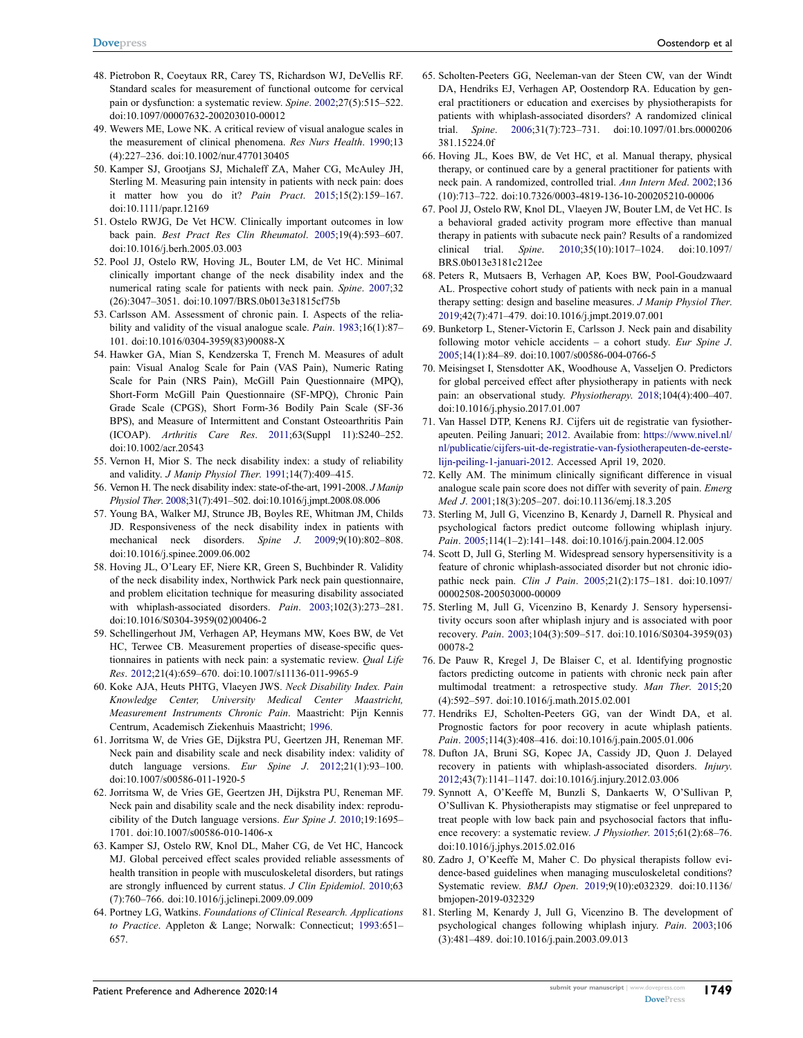48. Pietrobon R, Coeytaux RR, Carey TS, Richardson WJ, DeVellis RF. Standard scales for measurement of functional outcome for cervical pain or dysfunction: a systematic review. *Spine*. 2002;27(5):515–522. doi:10.1097/00007632-200203010-00012
49. Wewers ME, Lowe NK. A critical review of visual analogue scales in the measurement of clinical phenomena. *Res Nurs Health*. 1990;13(4):227–236. doi:10.1002/nur.4770130405
50. Kamper SJ, Grootjans SJ, Michaleff ZA, Maher CG, McAuley JH, Sterling M. Measuring pain intensity in patients with neck pain: does it matter how you do it? *Pain Pract*. 2015;15(2):159–167. doi:10.1111/papr.12169
51. Ostelo RWJG, De Vet HCW. Clinically important outcomes in low back pain. *Best Pract Res Clin Rheumatol*. 2005;19(4):593–607. doi:10.1016/j.berh.2005.03.003
52. Pool JJ, Ostelo RW, Hoving JL, Bouter LM, de Vet HC. Minimal clinically important change of the neck disability index and the numerical rating scale for patients with neck pain. *Spine*. 2007;32(26):3047–3051. doi:10.1097/BRS.0b013e31815cf75b
53. Carlsson AM. Assessment of chronic pain. I. Aspects of the reliability and validity of the visual analogue scale. *Pain*. 1983;16(1):87–101. doi:10.1016/0304-3959(83)90088-X
54. Hawker GA, Mian S, Kendzerska T, French M. Measures of adult pain: Visual Analog Scale for Pain (VAS Pain), Numeric Rating Scale for Pain (NRS Pain), McGill Pain Questionnaire (MPQ), Short-Form McGill Pain Questionnaire (SF-MPQ), Chronic Pain Grade Scale (CPGS), Short Form-36 Bodily Pain Scale (SF-36 BPS), and Measure of Intermittent and Constant Osteoarthritis Pain (ICOAP). *Arthritis Care Res*. 2011;63(Suppl 11):S240–252. doi:10.1002/acr.20543
55. Vernon H, Mior S. The neck disability index: a study of reliability and validity. *J Manip Physiol Ther*. 1991;14(7):409–415.
56. Vernon H. The neck disability index: state-of-the-art, 1991-2008. *J Manip Physiol Ther*. 2008;31(7):491–502. doi:10.1016/j.jmpt.2008.08.006
57. Young BA, Walker MJ, Strunce JB, Boyles RE, Whitman JM, Childs JD. Responsiveness of the neck disability index in patients with mechanical neck disorders. *Spine J*. 2009;9(10):802–808. doi:10.1016/j.spinee.2009.06.002
58. Hoving JL, O'Leary EF, Niere KR, Green S, Buchbinder R. Validity of the neck disability index, Northwick Park neck pain questionnaire, and problem elicitation technique for measuring disability associated with whiplash-associated disorders. *Pain*. 2003;102(3):273–281. doi:10.1016/S0304-3959(02)00406-2
59. Schellingerhout JM, Verhagen AP, Heymans MW, Koes BW, de Vet HC, Terwee CB. Measurement properties of disease-specific questionnaires in patients with neck pain: a systematic review. *Qual Life Res*. 2012;21(4):659–670. doi:10.1007/s11136-011-9965-9
60. Koke AJA, Heuts PHTG, Vlaeyen JWS. *Neck Disability Index. Pain Knowledge Center, University Medical Center Maastricht, Measurement Instruments Chronic Pain*. Maastricht: Pijn Kennis Centrum, Academisch Ziekenhuis Maastricht; 1996.
61. Jorritsma W, de Vries GE, Dijkstra PU, Geertzen JH, Reneman MF. Neck pain and disability scale and neck disability index: validity of dutch language versions. *Eur Spine J*. 2012;21(1):93–100. doi:10.1007/s00586-011-1920-5
62. Jorritsma W, de Vries GE, Geertzen JH, Dijkstra PU, Reneman MF. Neck pain and disability scale and the neck disability index: reproducibility of the Dutch language versions. *Eur Spine J*. 2010;19:1695–1701. doi:10.1007/s00586-010-1406-x
63. Kamper SJ, Ostelo RW, Knol DL, Maher CG, de Vet HC, Hancock MJ. Global perceived effect scales provided reliable assessments of health transition in people with musculoskeletal disorders, but ratings are strongly influenced by current status. *J Clin Epidemiol*. 2010;63(7):760–766. doi:10.1016/j.jclinepi.2009.09.009
64. Portney LG, Watkins. *Foundations of Clinical Research. Applications to Practice*. Appleton & Lange; Norwalk: Connecticut; 1993:651–657.
65. Scholten-Peeters GG, Neeleman-van der Steen CW, van der Windt DA, Hendriks EJ, Verhagen AP, Oostendorp RA. Education by general practitioners or education and exercises by physiotherapists for patients with whiplash-associated disorders? A randomized clinical trial. *Spine*. 2006;31(7):723–731. doi:10.1097/01.brs.0000206381.15224.0f
66. Hoving JL, Koes BW, de Vet HC, et al. Manual therapy, physical therapy, or continued care by a general practitioner for patients with neck pain. A randomized, controlled trial. *Ann Intern Med*. 2002;136(10):713–722. doi:10.7326/0003-4819-136-10-200205210-00006
67. Pool JJ, Ostelo RW, Knol DL, Vlaeyen JW, Bouter LM, de Vet HC. Is a behavioral graded activity program more effective than manual therapy in patients with subacute neck pain? Results of a randomized clinical trial. *Spine*. 2010;35(10):1017–1024. doi:10.1097/BRS.0b013e3181c212ee
68. Peters R, Mutsaers B, Verhagen AP, Koes BW, Pool-Goudzwaard AL. Prospective cohort study of patients with neck pain in a manual therapy setting: design and baseline measures. *J Manip Physiol Ther*. 2019;42(7):471–479. doi:10.1016/j.jmpt.2019.07.001
69. Bunketorp L, Stener-Victorin E, Carlsson J. Neck pain and disability following motor vehicle accidents – a cohort study. *Eur Spine J*. 2005;14(1):84–89. doi:10.1007/s00586-004-0766-5
70. Meisingset I, Stensdotter AK, Woodhouse A, Vasseljen O. Predictors for global perceived effect after physiotherapy in patients with neck pain: an observational study. *Physiotherapy*. 2018;104(4):400–407. doi:10.1016/j.physio.2017.01.007
71. Van Hassel DTP, Kenens RJ. Cijfers uit de registratie van fysiotherapeuten. Peiling Januari; 2012. Availabie from: https://www.nivel.nl/nl/publicatie/cijfers-uit-de-registratie-van-fysiotherapeuten-de-eerste-lijn-peiling-1-januari-2012. Accessed April 19, 2020.
72. Kelly AM. The minimum clinically significant difference in visual analogue scale pain score does not differ with severity of pain. *Emerg Med J*. 2001;18(3):205–207. doi:10.1136/emj.18.3.205
73. Sterling M, Jull G, Vicenzino B, Kenardy J, Darnell R. Physical and psychological factors predict outcome following whiplash injury. *Pain*. 2005;114(1–2):141–148. doi:10.1016/j.pain.2004.12.005
74. Scott D, Jull G, Sterling M. Widespread sensory hypersensitivity is a feature of chronic whiplash-associated disorder but not chronic idiopathic neck pain. *Clin J Pain*. 2005;21(2):175–181. doi:10.1097/00002508-200503000-00009
75. Sterling M, Jull G, Vicenzino B, Kenardy J. Sensory hypersensitivity occurs soon after whiplash injury and is associated with poor recovery. *Pain*. 2003;104(3):509–517. doi:10.1016/S0304-3959(03)00078-2
76. De Pauw R, Kregel J, De Blaiser C, et al. Identifying prognostic factors predicting outcome in patients with chronic neck pain after multimodal treatment: a retrospective study. *Man Ther*. 2015;20(4):592–597. doi:10.1016/j.math.2015.02.001
77. Hendriks EJ, Scholten-Peeters GG, van der Windt DA, et al. Prognostic factors for poor recovery in acute whiplash patients. *Pain*. 2005;114(3):408–416. doi:10.1016/j.pain.2005.01.006
78. Dufton JA, Bruni SG, Kopec JA, Cassidy JD, Quon J. Delayed recovery in patients with whiplash-associated disorders. *Injury*. 2012;43(7):1141–1147. doi:10.1016/j.injury.2012.03.006
79. Synnott A, O'Keeffe M, Bunzli S, Dankaerts W, O'Sullivan P, O'Sullivan K. Physiotherapists may stigmatise or feel unprepared to treat people with low back pain and psychosocial factors that influence recovery: a systematic review. *J Physiother*. 2015;61(2):68–76. doi:10.1016/j.jphys.2015.02.016
80. Zadro J, O'Keeffe M, Maher C. Do physical therapists follow evidence-based guidelines when managing musculoskeletal conditions? Systematic review. *BMJ Open*. 2019;9(10):e032329. doi:10.1136/bmjopen-2019-032329
81. Sterling M, Kenardy J, Jull G, Vicenzino B. The development of psychological changes following whiplash injury. *Pain*. 2003;106(3):481–489. doi:10.1016/j.pain.2003.09.013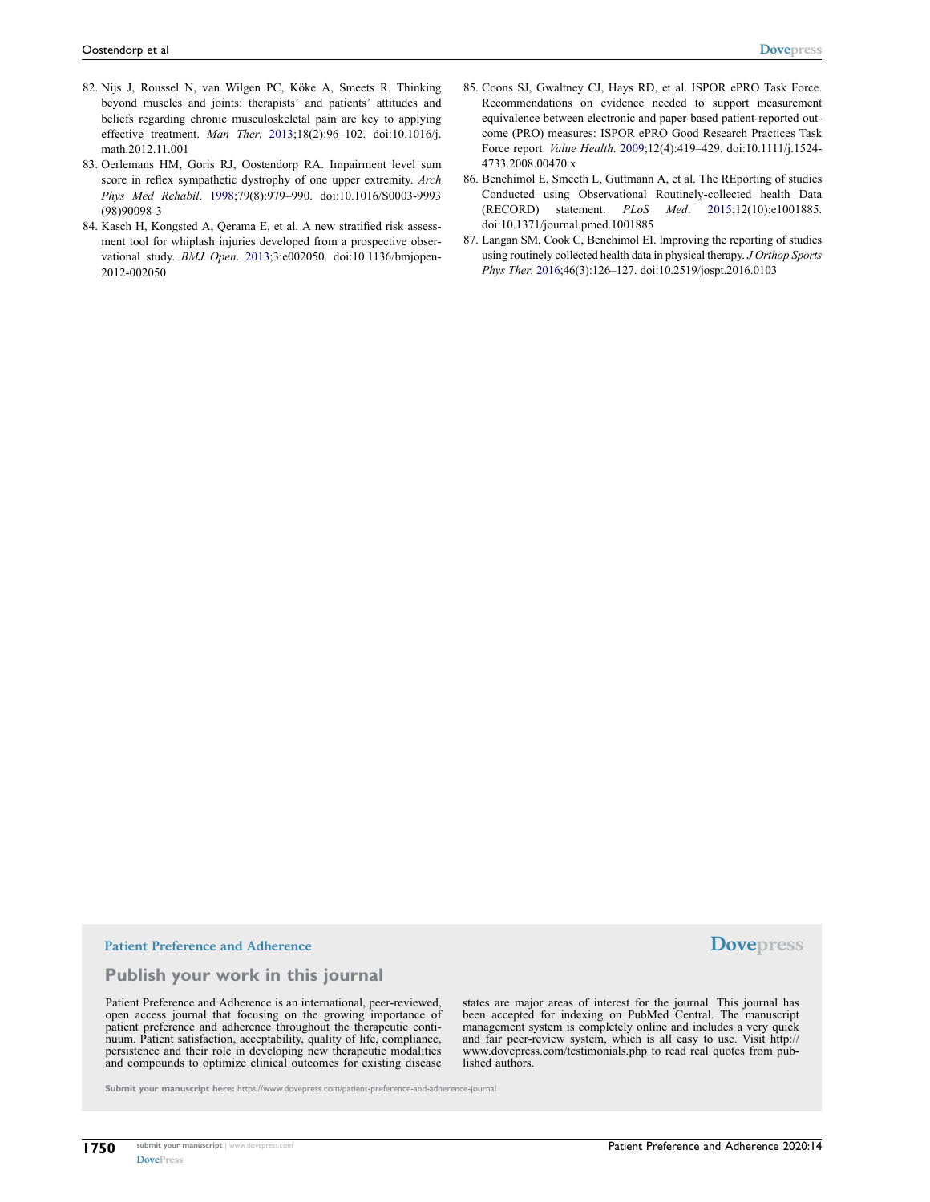82. Nijs J, Roussel N, van Wilgen PC, Köke A, Smeets R. Thinking beyond muscles and joints: therapists' and patients' attitudes and beliefs regarding chronic musculoskeletal pain are key to applying effective treatment. *Man Ther*. 2013;18(2):96–102. doi:10.1016/j.math.2012.11.001
83. Oerlemans HM, Goris RJ, Oostendorp RA. Impairment level sum score in reflex sympathetic dystrophy of one upper extremity. *Arch Phys Med Rehabil*. 1998;79(8):979–990. doi:10.1016/S0003-9993(98)90098-3
84. Kasch H, Kongsted A, Qerama E, et al. A new stratified risk assessment tool for whiplash injuries developed from a prospective observational study. *BMJ Open*. 2013;3:e002050. doi:10.1136/bmjopen-2012-002050
85. Coons SJ, Gwaltney CJ, Hays RD, et al. ISPOR ePRO Task Force. Recommendations on evidence needed to support measurement equivalence between electronic and paper-based patient-reported outcome (PRO) measures: ISPOR ePRO Good Research Practices Task Force report. *Value Health*. 2009;12(4):419–429. doi:10.1111/j.1524-4733.2008.00470.x
86. Benchimol E, Smeeth L, Guttmann A, et al. The REporting of studies Conducted using Observational Routinely-collected health Data (RECORD) statement. *PLoS Med*. 2015;12(10):e1001885. doi:10.1371/journal.pmed.1001885
87. Langan SM, Cook C, Benchimol EI. lmproving the reporting of studies using routinely collected health data in physical therapy. *J Orthop Sports Phys Ther*. 2016;46(3):126–127. doi:10.2519/jospt.2016.0103

**Patient Preference and Adherence** **Dovepress**

## Publish your work in this journal

Patient Preference and Adherence is an international, peer-reviewed, open access journal that focusing on the growing importance of patient preference and adherence throughout the therapeutic continuum. Patient satisfaction, acceptability, quality of life, compliance, persistence and their role in developing new therapeutic modalities and compounds to optimize clinical outcomes for existing disease states are major areas of interest for the journal. This journal has been accepted for indexing on PubMed Central. The manuscript management system is completely online and includes a very quick and fair peer-review system, which is all easy to use. Visit http://www.dovepress.com/testimonials.php to read real quotes from published authors.

**Submit your manuscript here:** https://www.dovepress.com/patient-preference-and-adherence-journal